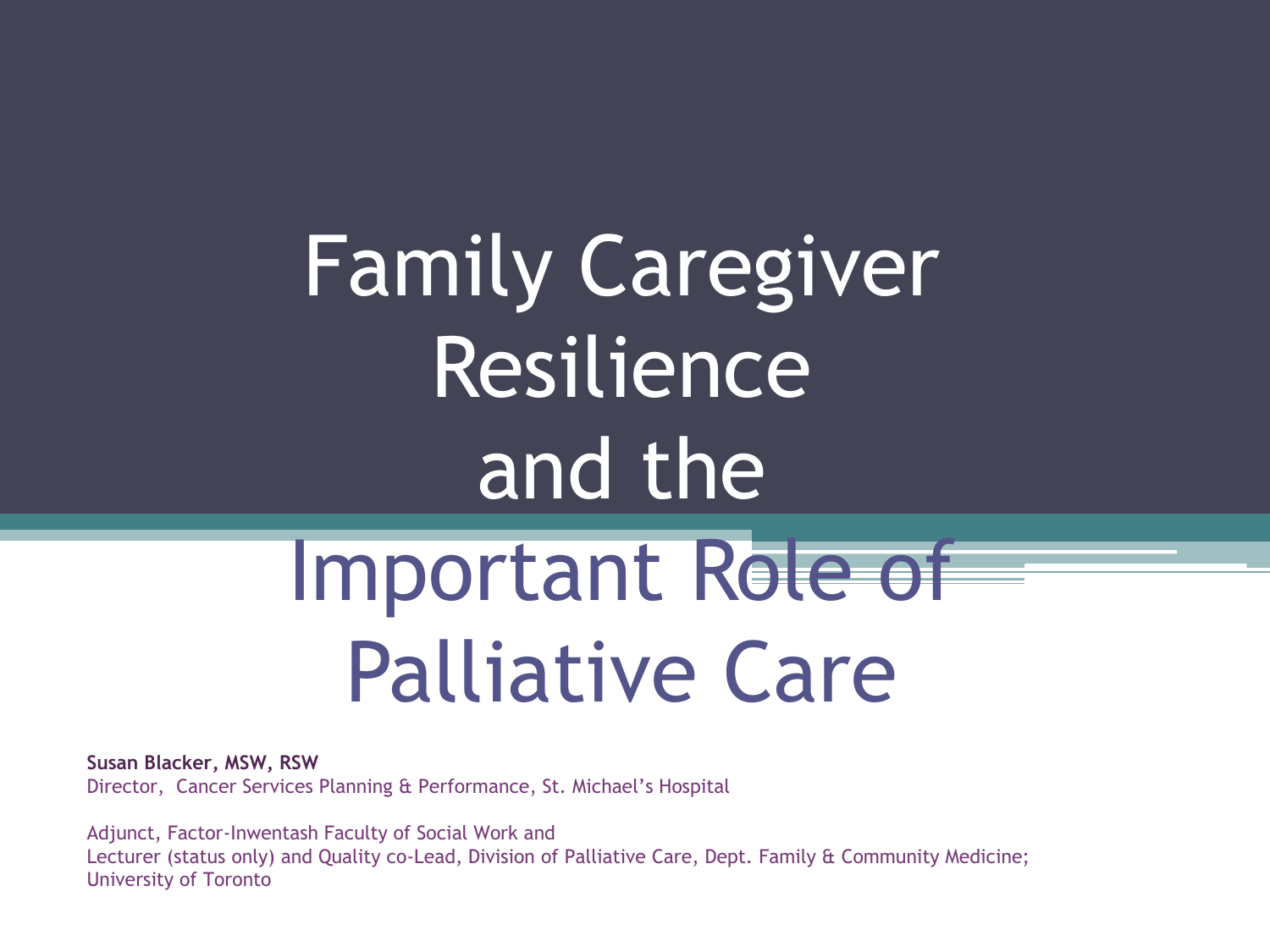# Family Caregiver Resilience and the Important Role of Palliative Care

**Susan Blacker, MSW, RSW**
Director, Cancer Services Planning & Performance, St. Michael's Hospital

Adjunct, Factor-Inwentash Faculty of Social Work and
Lecturer (status only) and Quality co-Lead, Division of Palliative Care, Dept. Family & Community Medicine;
University of Toronto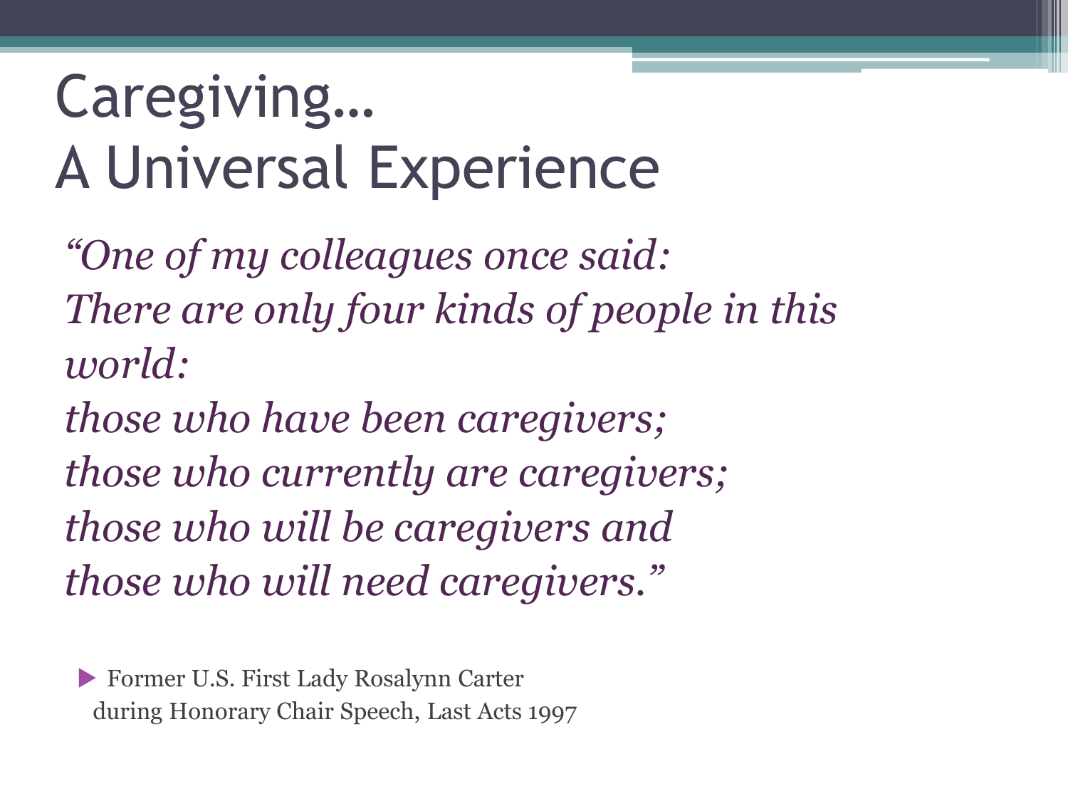# Caregiving…
# A Universal Experience

*"One of my colleagues once said:*
*There are only four kinds of people in this world:*
*those who have been caregivers;*
*those who currently are caregivers;*
*those who will be caregivers and*
*those who will need caregivers."*

- Former U.S. First Lady Rosalynn Carter during Honorary Chair Speech, Last Acts 1997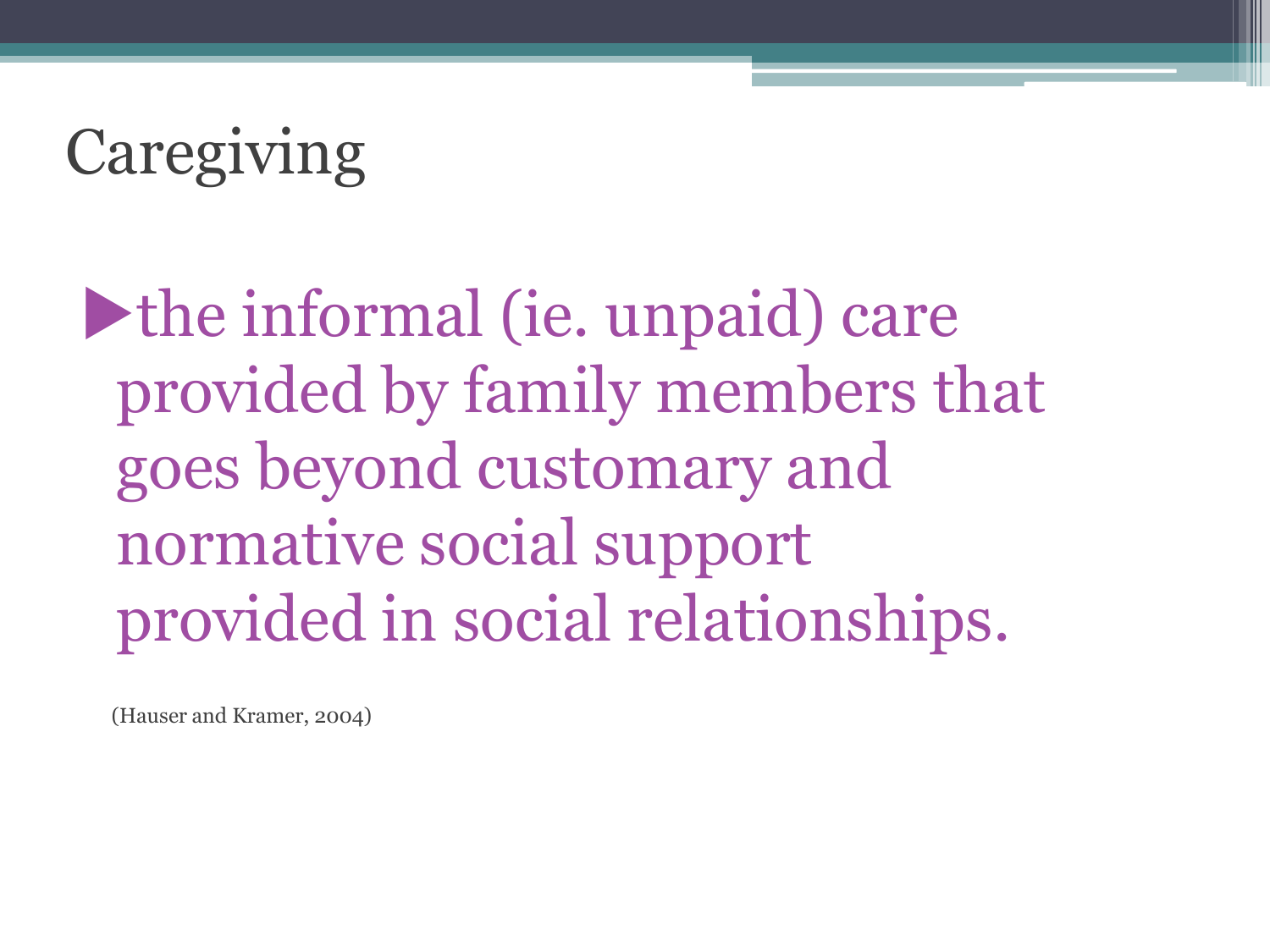# Caregiving

- the informal (ie. unpaid) care provided by family members that goes beyond customary and normative social support provided in social relationships.

(Hauser and Kramer, 2004)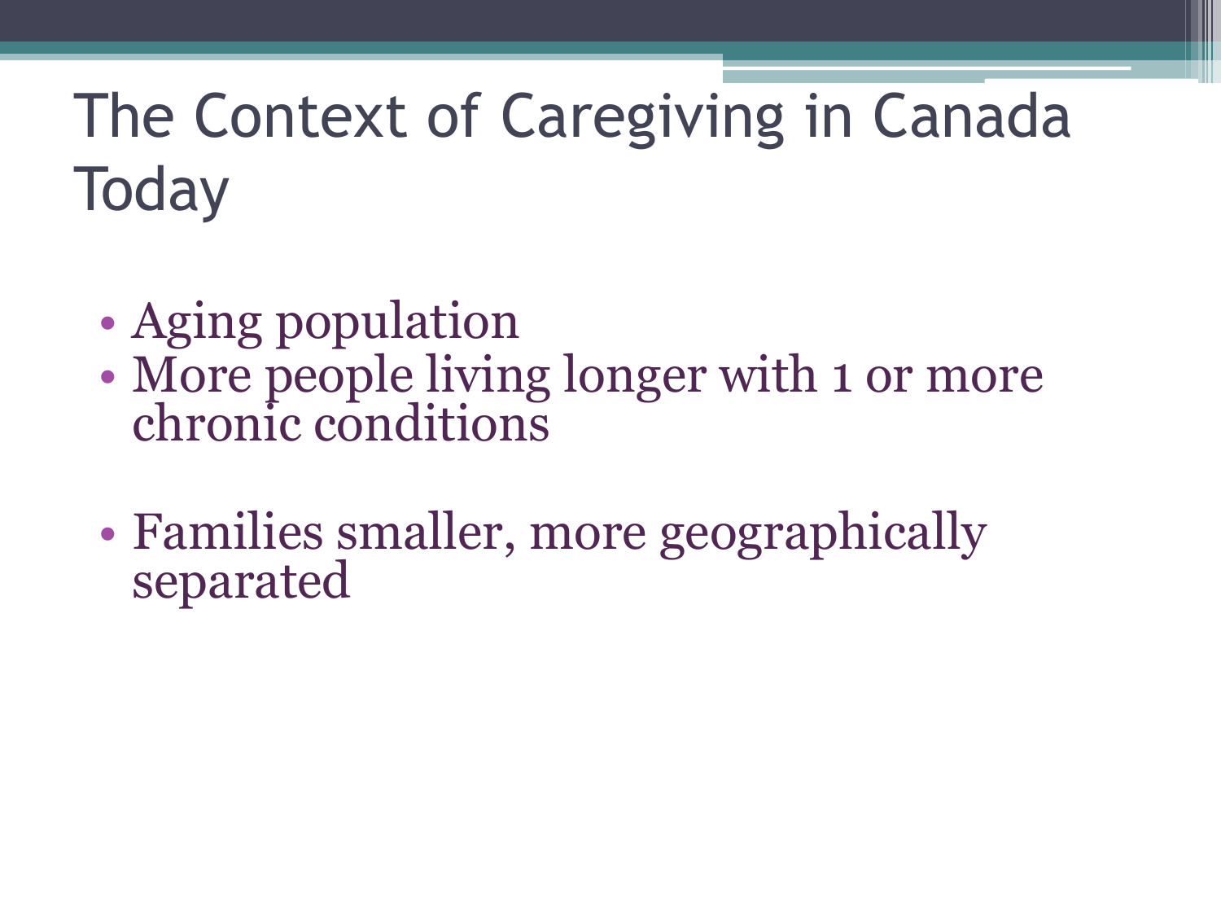# The Context of Caregiving in Canada Today

- Aging population
- More people living longer with 1 or more chronic conditions
- Families smaller, more geographically separated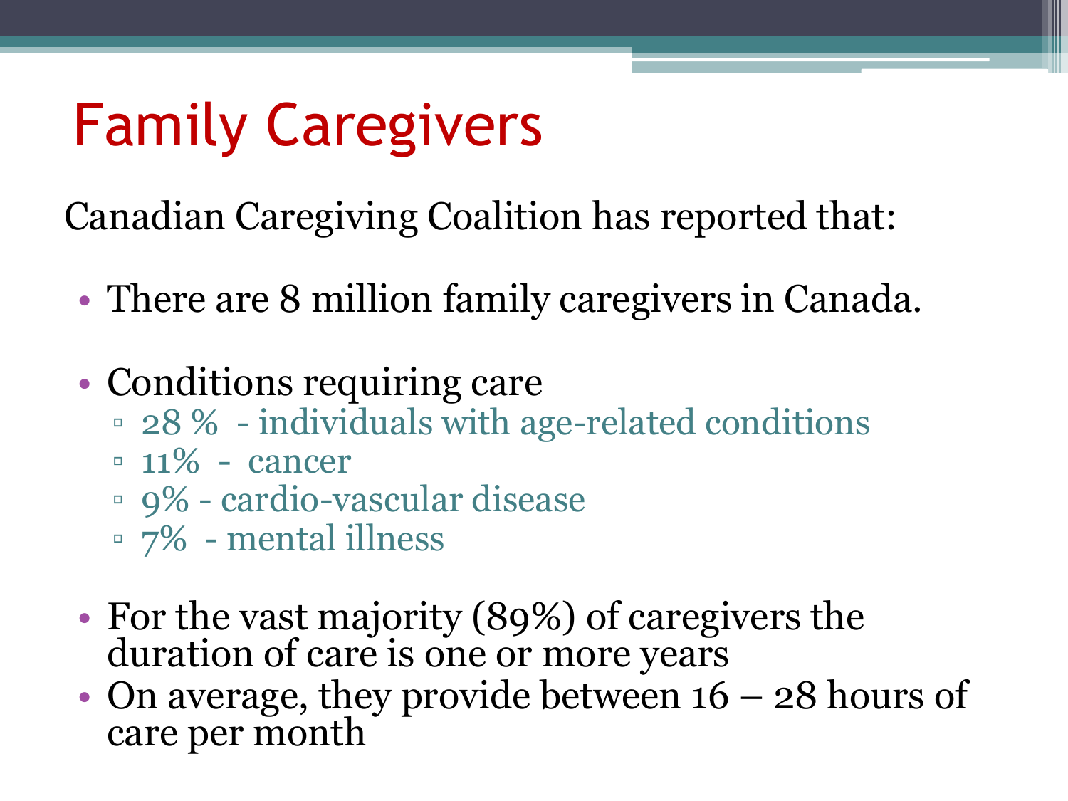# Family Caregivers

Canadian Caregiving Coalition has reported that:

- There are 8 million family caregivers in Canada.
- Conditions requiring care
  - 28 %  - individuals with age-related conditions
  - 11%  -  cancer
  - 9% - cardio-vascular disease
  - 7%  - mental illness
- For the vast majority (89%) of caregivers the duration of care is one or more years
- On average, they provide between 16 – 28 hours of care per month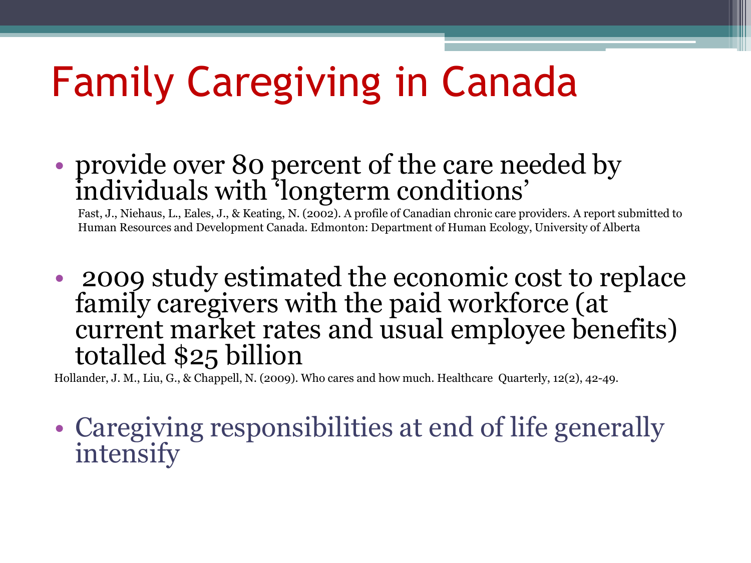# Family Caregiving in Canada

- provide over 80 percent of the care needed by individuals with 'longterm conditions'

  Fast, J., Niehaus, L., Eales, J., & Keating, N. (2002). A profile of Canadian chronic care providers. A report submitted to Human Resources and Development Canada. Edmonton: Department of Human Ecology, University of Alberta

- 2009 study estimated the economic cost to replace family caregivers with the paid workforce (at current market rates and usual employee benefits) totalled $25 billion

Hollander, J. M., Liu, G., & Chappell, N. (2009). Who cares and how much. Healthcare Quarterly, 12(2), 42-49.

- Caregiving responsibilities at end of life generally intensify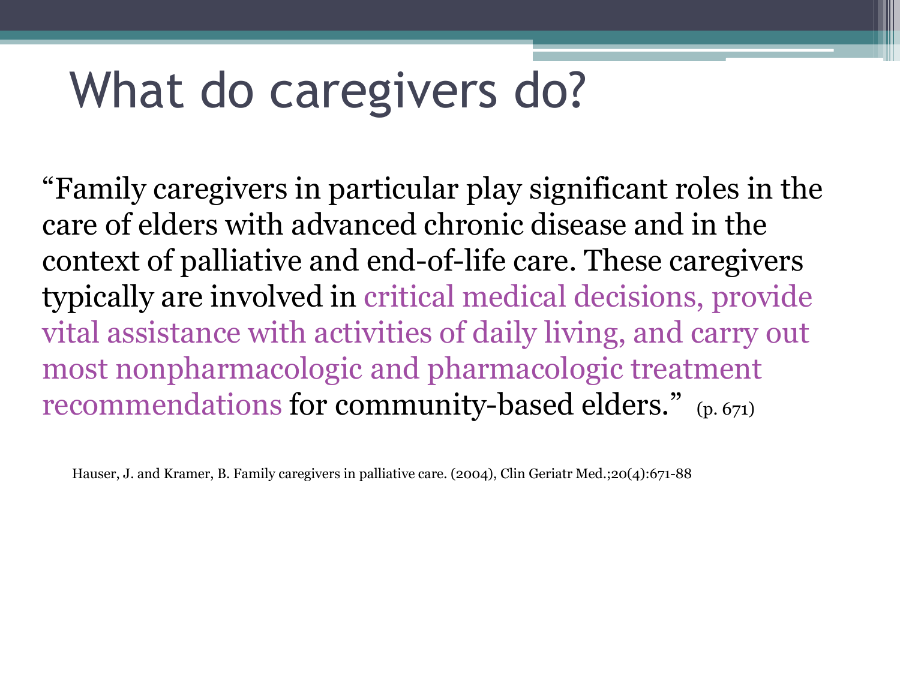# What do caregivers do?

"Family caregivers in particular play significant roles in the care of elders with advanced chronic disease and in the context of palliative and end-of-life care. These caregivers typically are involved in critical medical decisions, provide vital assistance with activities of daily living, and carry out most nonpharmacologic and pharmacologic treatment recommendations for community-based elders." (p. 671)

Hauser, J. and Kramer, B. Family caregivers in palliative care. (2004), Clin Geriatr Med.;20(4):671-88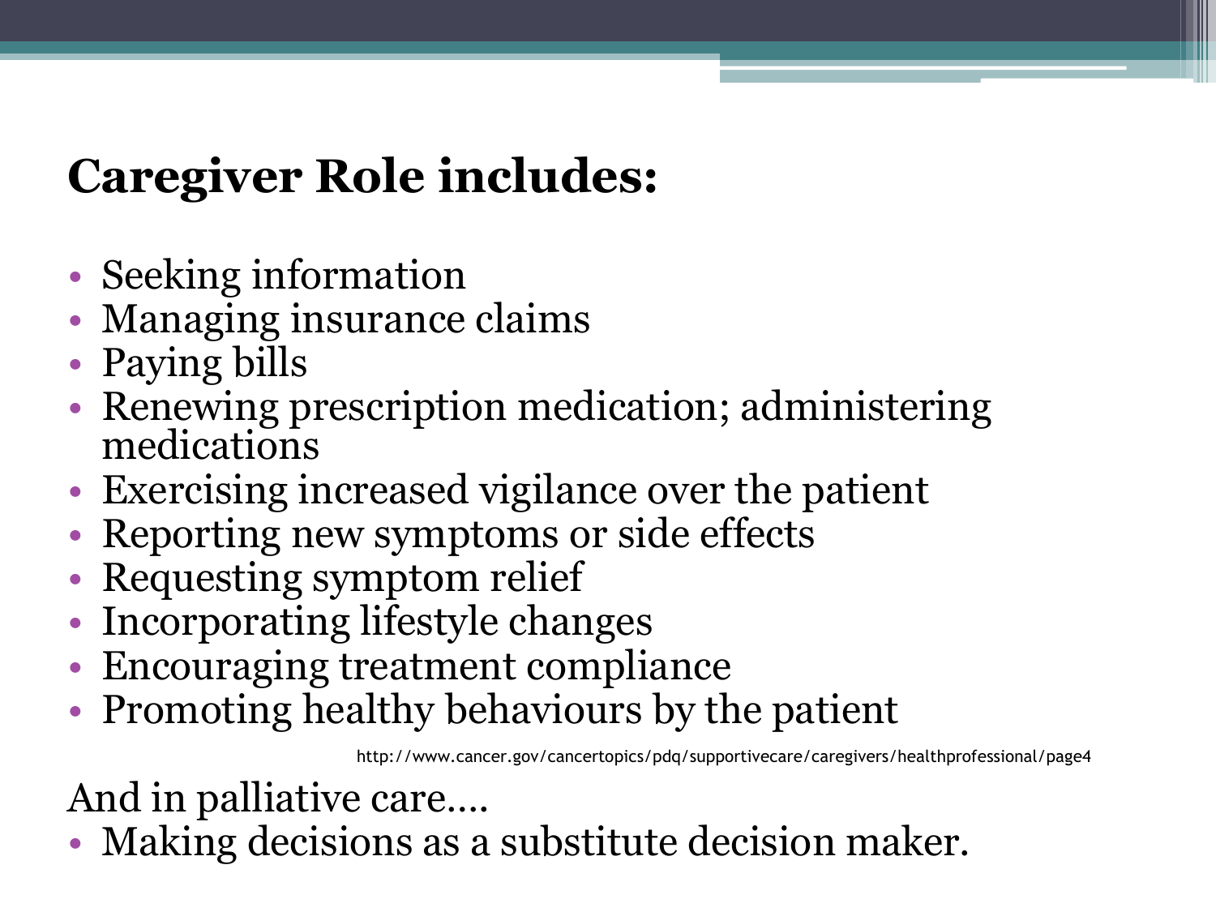# Caregiver Role includes:

- Seeking information
- Managing insurance claims
- Paying bills
- Renewing prescription medication; administering medications
- Exercising increased vigilance over the patient
- Reporting new symptoms or side effects
- Requesting symptom relief
- Incorporating lifestyle changes
- Encouraging treatment compliance
- Promoting healthy behaviours by the patient

http://www.cancer.gov/cancertopics/pdq/supportivecare/caregivers/healthprofessional/page4

And in palliative care….

- Making decisions as a substitute decision maker.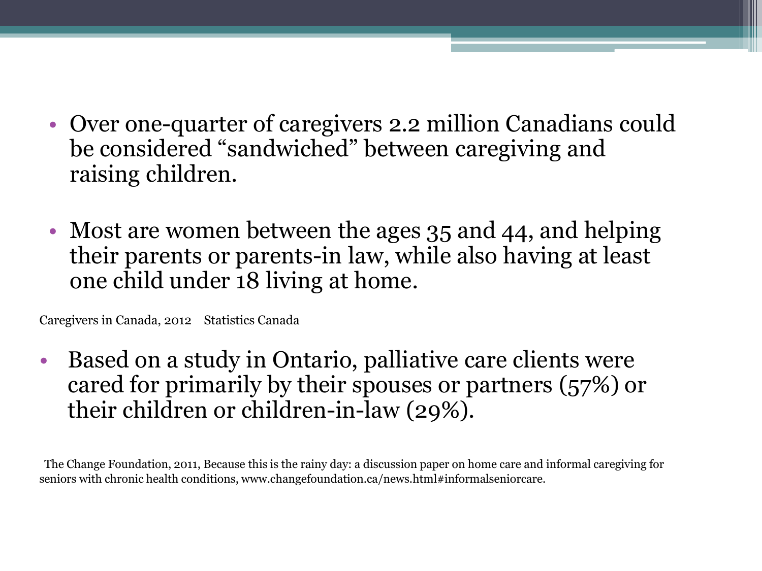- Over one-quarter of caregivers 2.2 million Canadians could be considered “sandwiched” between caregiving and raising children.

- Most are women between the ages 35 and 44, and helping their parents or parents-in law, while also having at least one child under 18 living at home.

Caregivers in Canada, 2012    Statistics Canada

- Based on a study in Ontario, palliative care clients were cared for primarily by their spouses or partners (57%) or their children or children-in-law (29%).

The Change Foundation, 2011, Because this is the rainy day: a discussion paper on home care and informal caregiving for seniors with chronic health conditions, www.changefoundation.ca/news.html#informalseniorcare.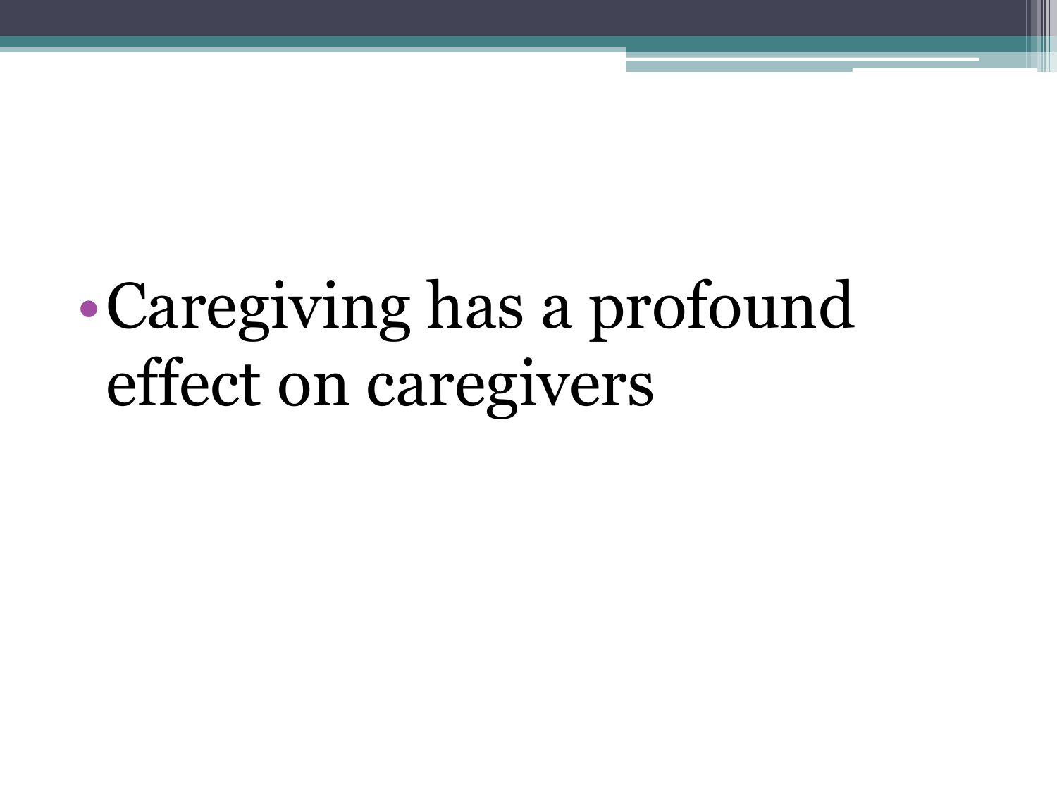- Caregiving has a profound effect on caregivers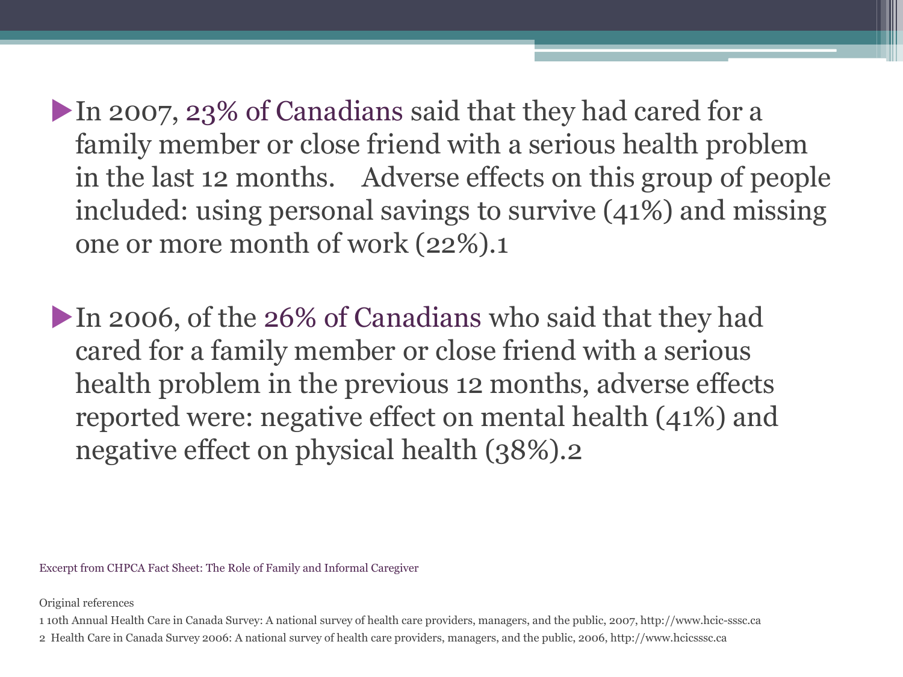- In 2007, 23% of Canadians said that they had cared for a family member or close friend with a serious health problem in the last 12 months. Adverse effects on this group of people included: using personal savings to survive (41%) and missing one or more month of work (22%).[1]

- In 2006, of the 26% of Canadians who said that they had cared for a family member or close friend with a serious health problem in the previous 12 months, adverse effects reported were: negative effect on mental health (41%) and negative effect on physical health (38%).[2]

Excerpt from CHPCA Fact Sheet: The Role of Family and Informal Caregiver

Original references

1 10th Annual Health Care in Canada Survey: A national survey of health care providers, managers, and the public, 2007, http://www.hcic-sssc.ca

2 Health Care in Canada Survey 2006: A national survey of health care providers, managers, and the public, 2006, http://www.hcicsssc.ca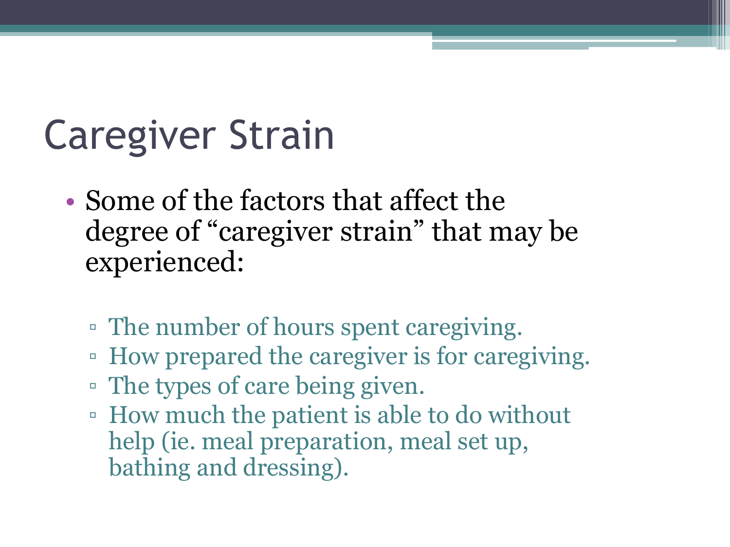# Caregiver Strain

- Some of the factors that affect the degree of "caregiver strain" that may be experienced:
  - The number of hours spent caregiving.
  - How prepared the caregiver is for caregiving.
  - The types of care being given.
  - How much the patient is able to do without help (ie. meal preparation, meal set up, bathing and dressing).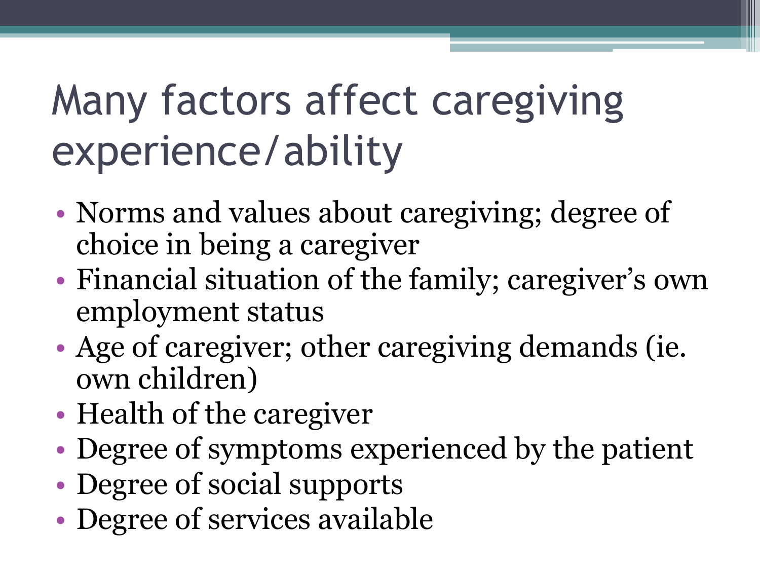# Many factors affect caregiving experience/ability

- Norms and values about caregiving; degree of choice in being a caregiver
- Financial situation of the family; caregiver's own employment status
- Age of caregiver; other caregiving demands (ie. own children)
- Health of the caregiver
- Degree of symptoms experienced by the patient
- Degree of social supports
- Degree of services available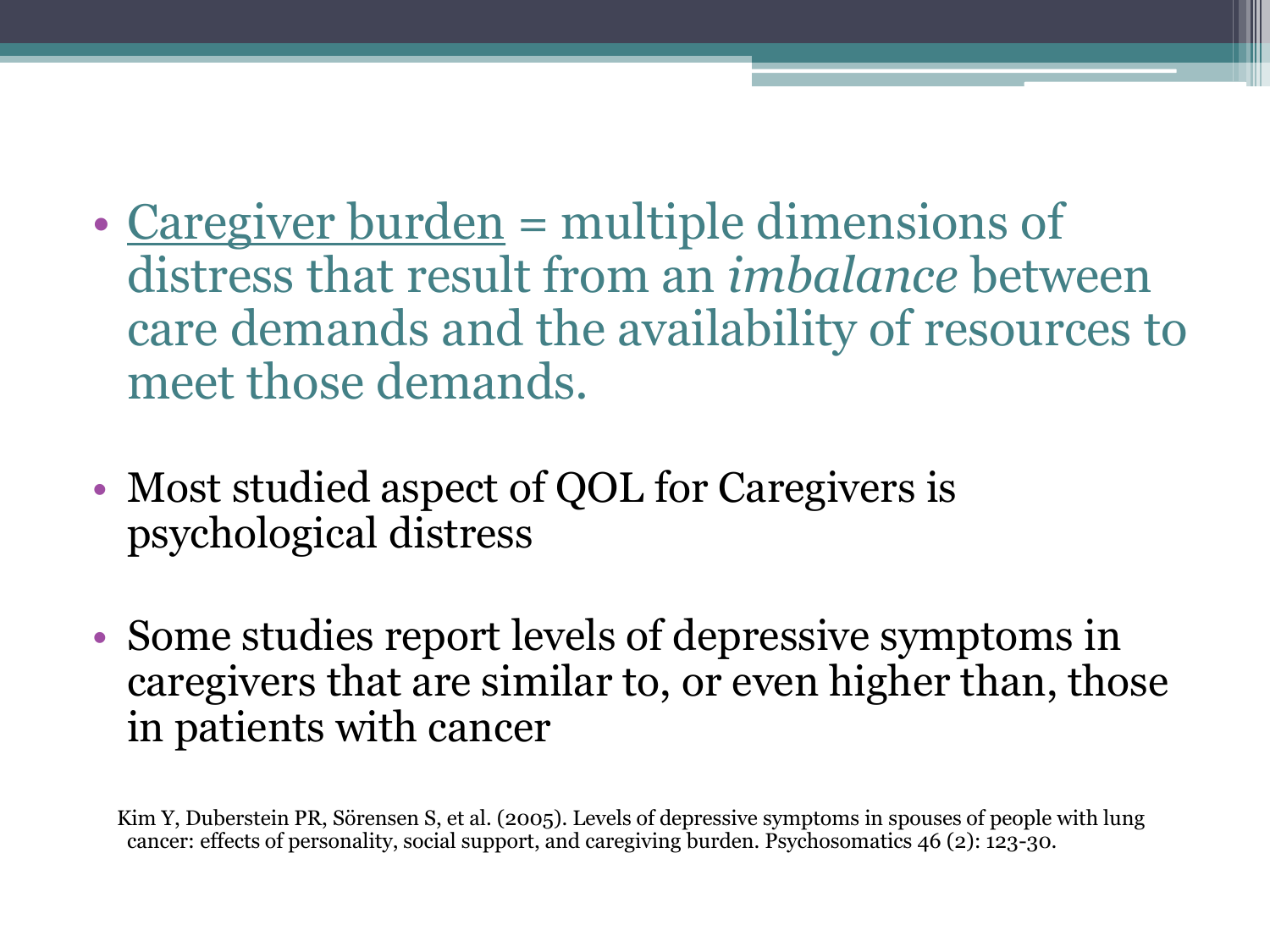- Caregiver burden = multiple dimensions of distress that result from an *imbalance* between care demands and the availability of resources to meet those demands.

- Most studied aspect of QOL for Caregivers is psychological distress

- Some studies report levels of depressive symptoms in caregivers that are similar to, or even higher than, those in patients with cancer

Kim Y, Duberstein PR, Sörensen S, et al. (2005). Levels of depressive symptoms in spouses of people with lung cancer: effects of personality, social support, and caregiving burden. Psychosomatics 46 (2): 123-30.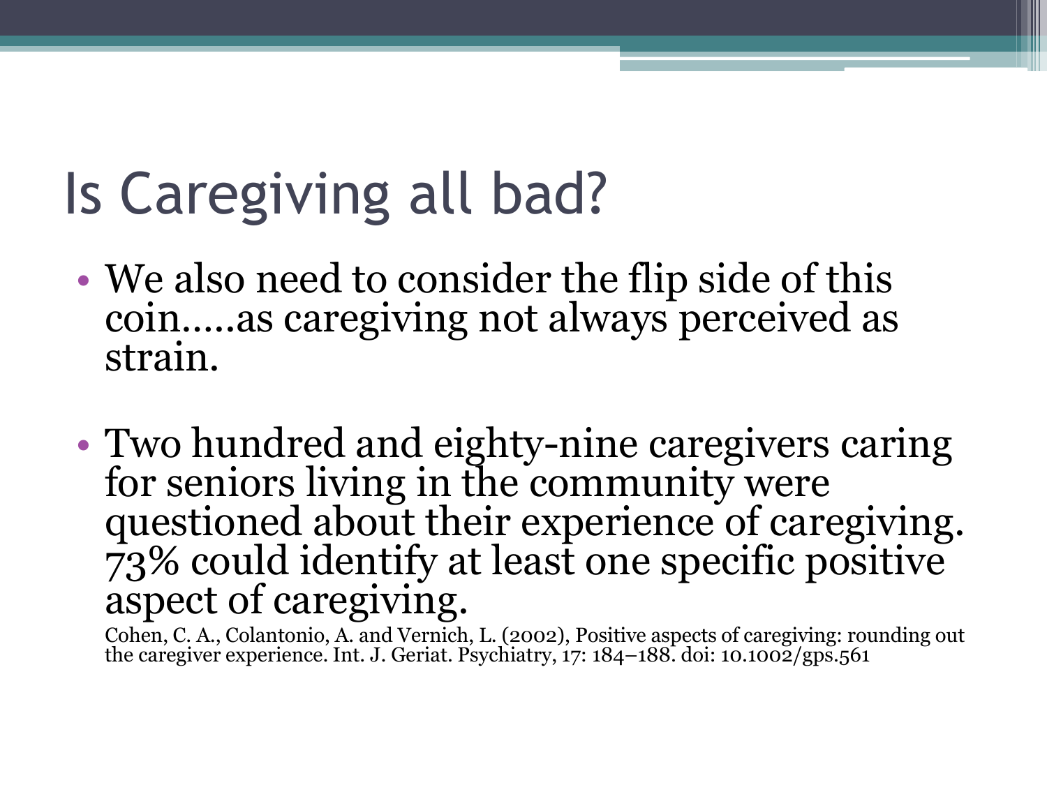# Is Caregiving all bad?

- We also need to consider the flip side of this coin.....as caregiving not always perceived as strain.

- Two hundred and eighty-nine caregivers caring for seniors living in the community were questioned about their experience of caregiving. 73% could identify at least one specific positive aspect of caregiving.

  Cohen, C. A., Colantonio, A. and Vernich, L. (2002), Positive aspects of caregiving: rounding out the caregiver experience. Int. J. Geriat. Psychiatry, 17: 184–188. doi: 10.1002/gps.561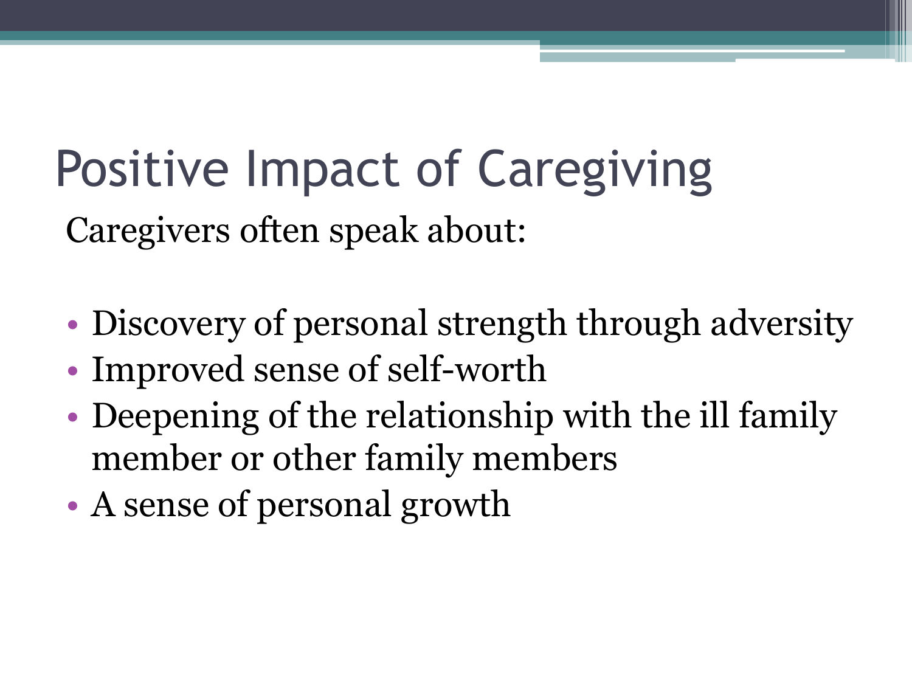# Positive Impact of Caregiving

Caregivers often speak about:

- Discovery of personal strength through adversity
- Improved sense of self-worth
- Deepening of the relationship with the ill family member or other family members
- A sense of personal growth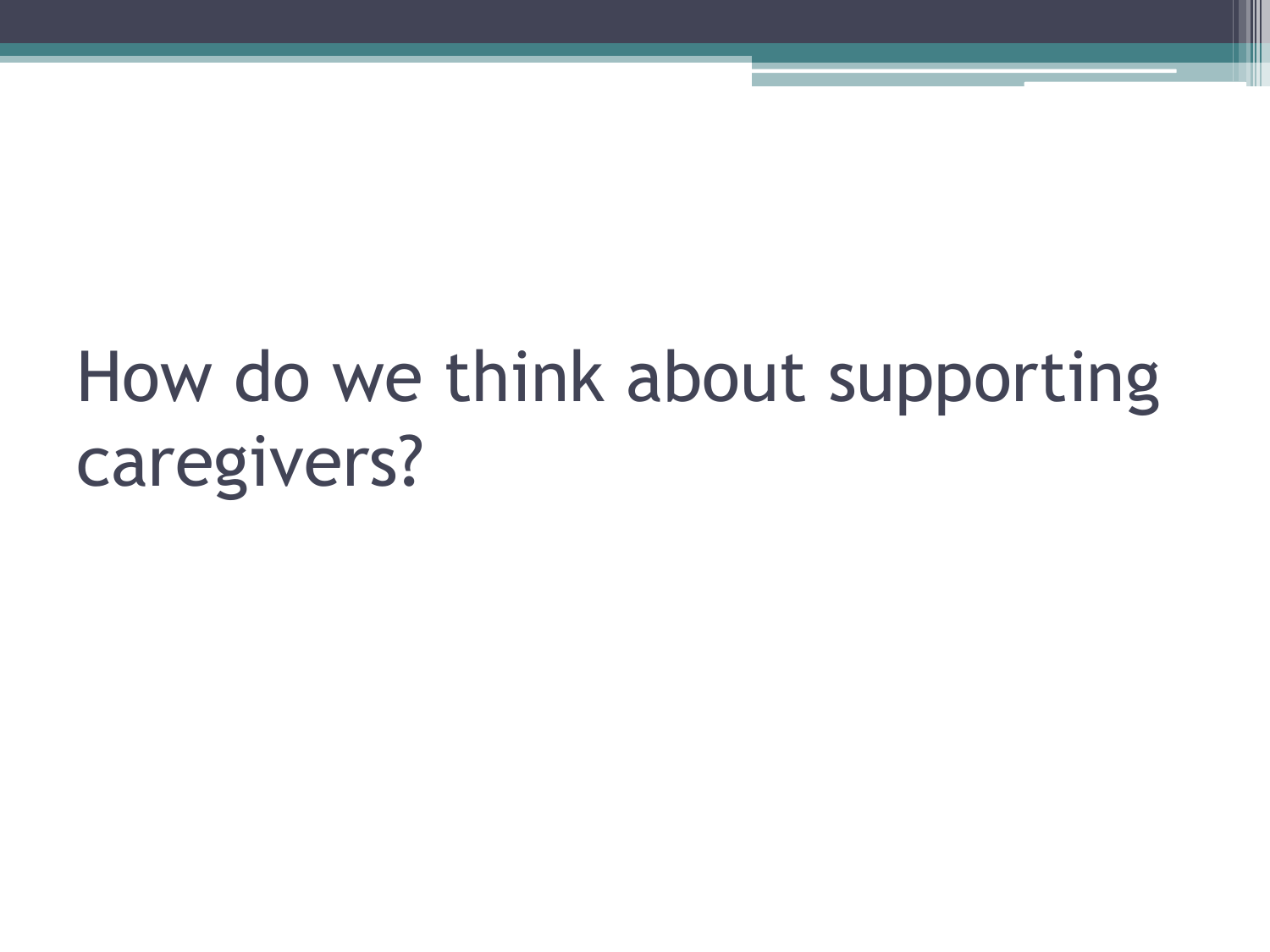# How do we think about supporting caregivers?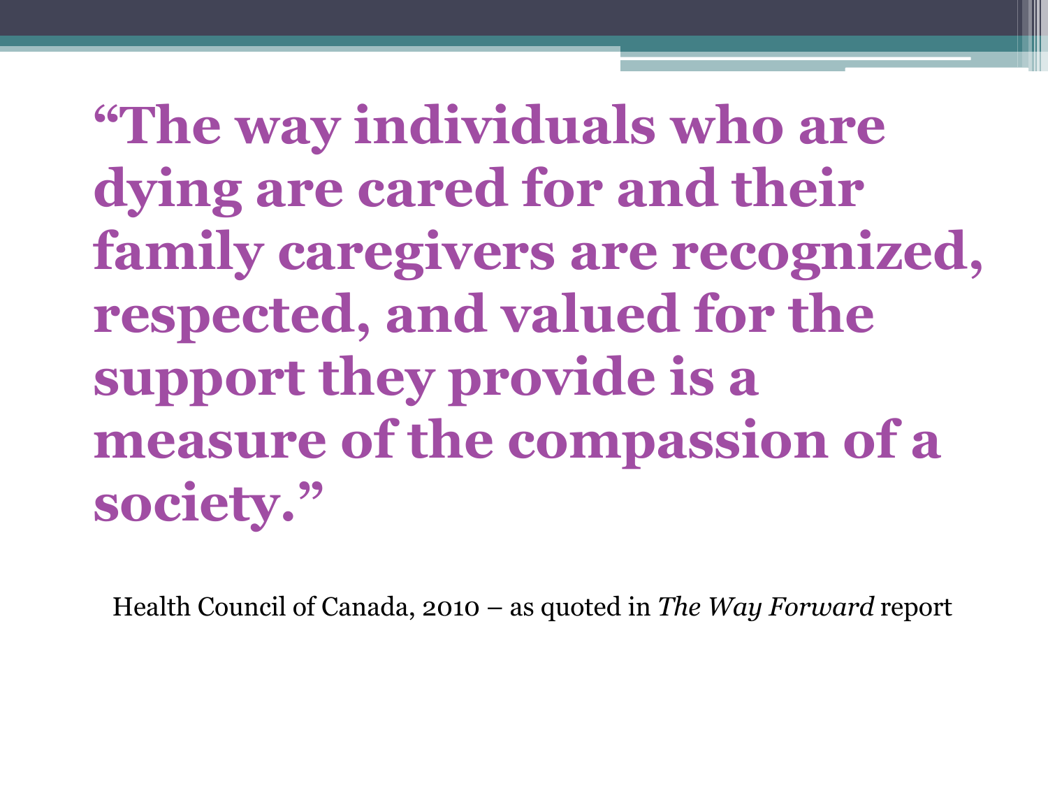**“The way individuals who are dying are cared for and their family caregivers are recognized, respected, and valued for the support they provide is a measure of the compassion of a society.”**

Health Council of Canada, 2010 – as quoted in *The Way Forward* report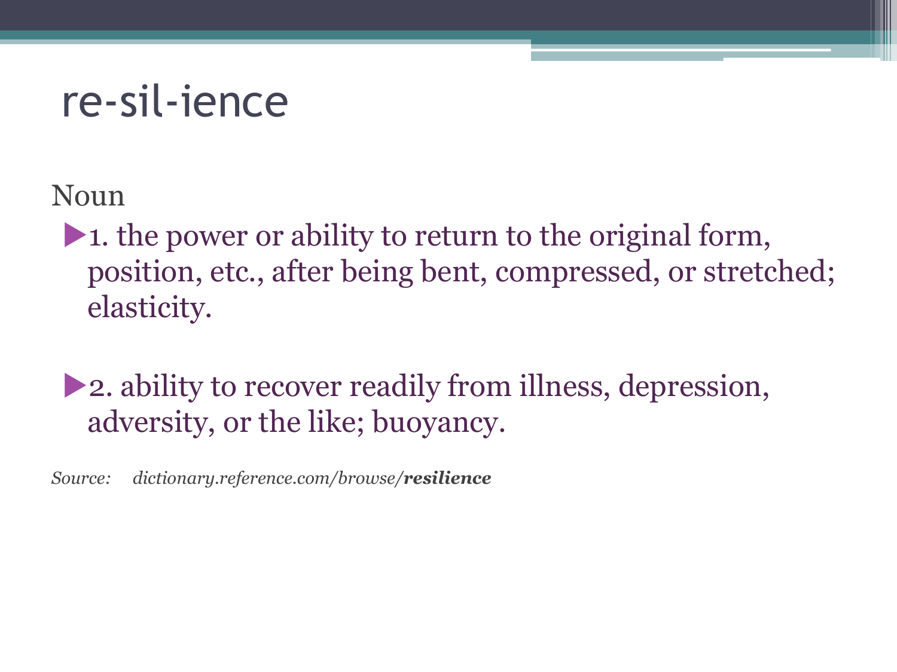# re-sil-ience

Noun

- 1. the power or ability to return to the original form, position, etc., after being bent, compressed, or stretched; elasticity.

- 2. ability to recover readily from illness, depression, adversity, or the like; buoyancy.

*Source: dictionary.reference.com/browse/**resilience***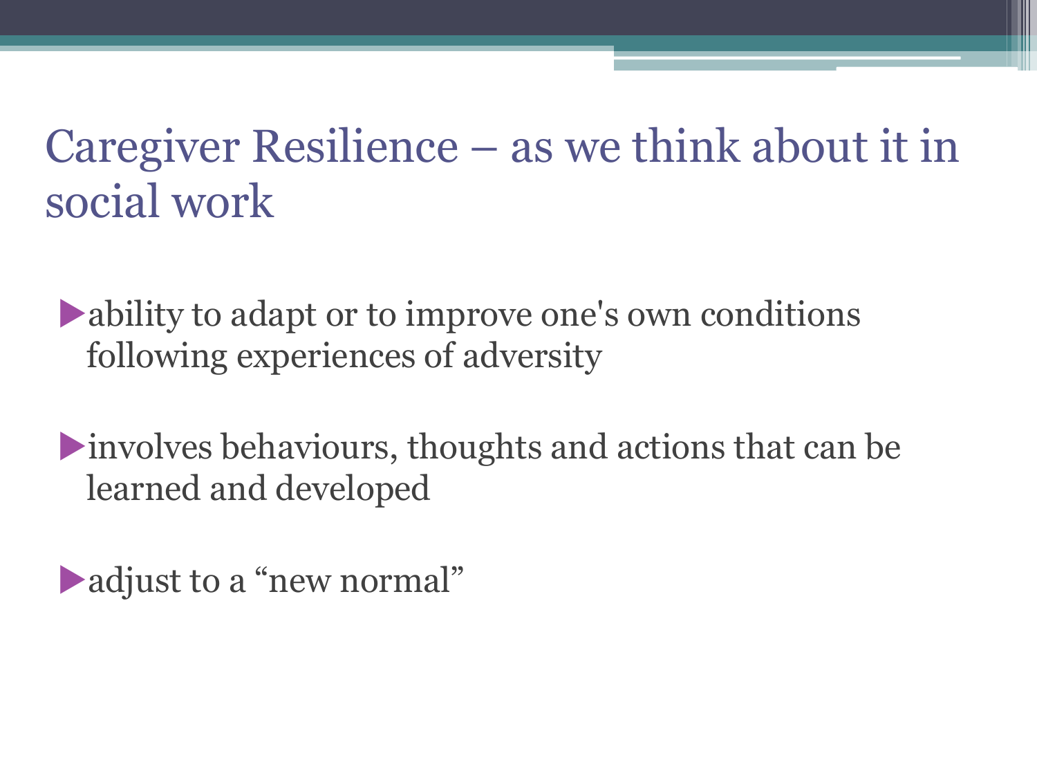# Caregiver Resilience – as we think about it in social work

- ability to adapt or to improve one's own conditions following experiences of adversity
- involves behaviours, thoughts and actions that can be learned and developed
- adjust to a "new normal"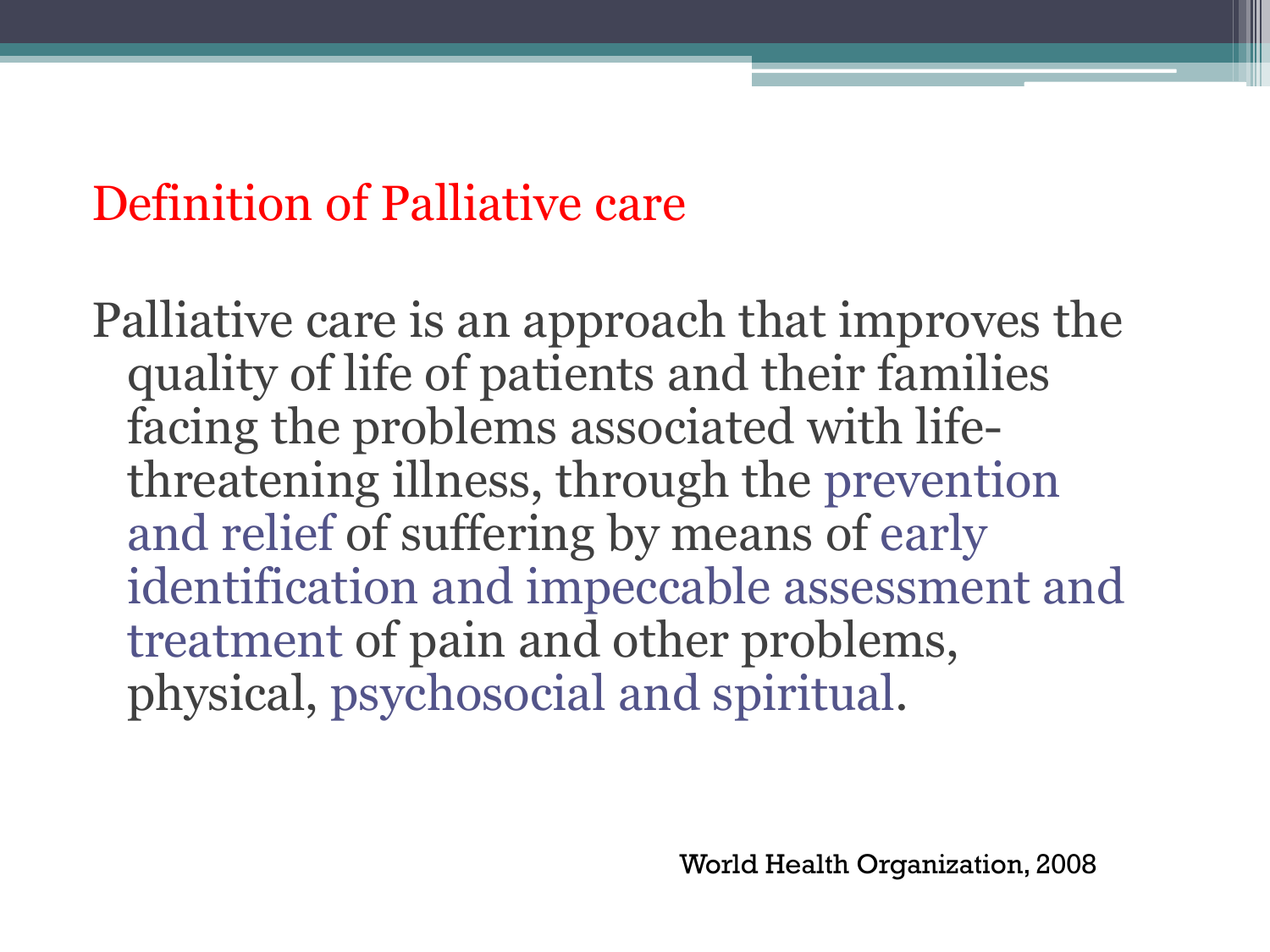## Definition of Palliative care

Palliative care is an approach that improves the quality of life of patients and their families facing the problems associated with life-threatening illness, through the prevention and relief of suffering by means of early identification and impeccable assessment and treatment of pain and other problems, physical, psychosocial and spiritual.

World Health Organization, 2008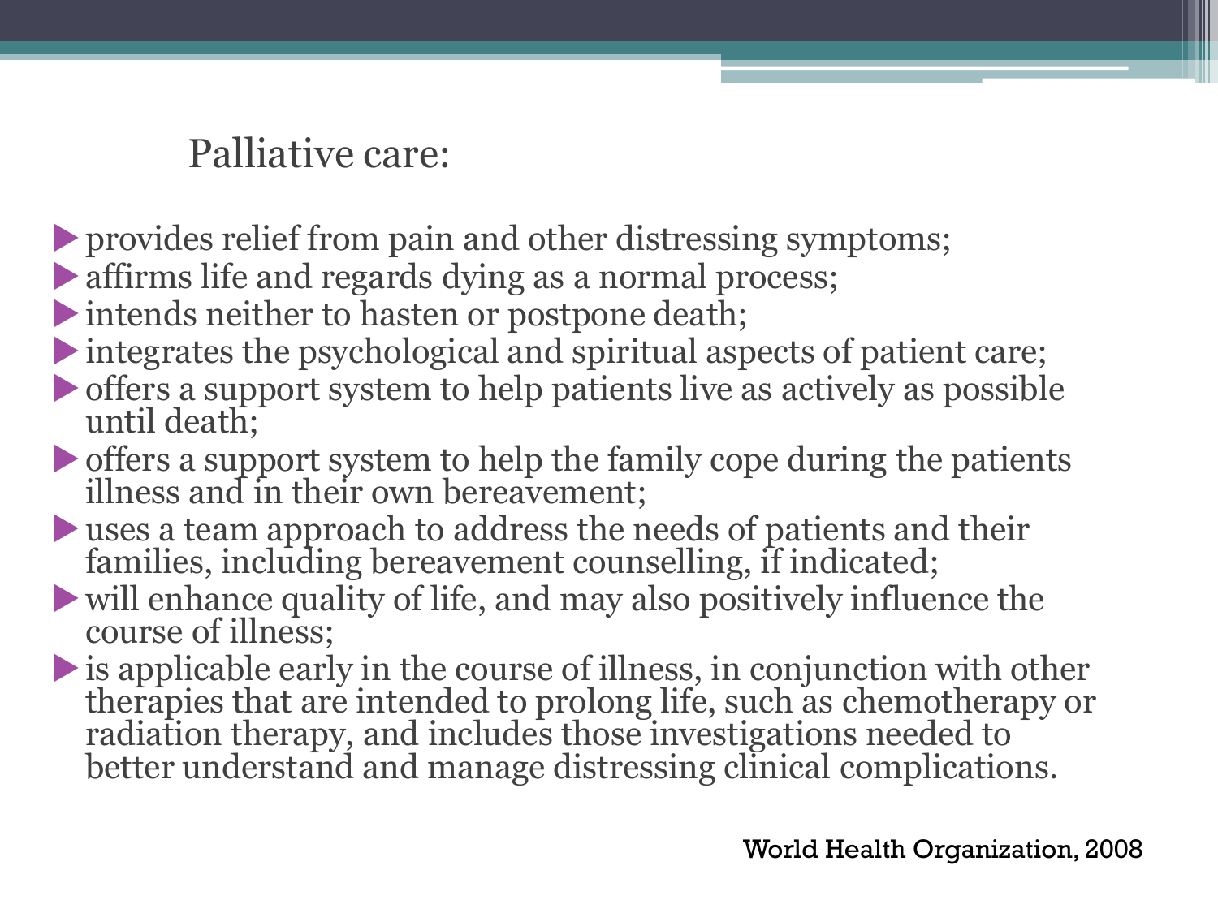## Palliative care:

- provides relief from pain and other distressing symptoms;
- affirms life and regards dying as a normal process;
- intends neither to hasten or postpone death;
- integrates the psychological and spiritual aspects of patient care;
- offers a support system to help patients live as actively as possible until death;
- offers a support system to help the family cope during the patients illness and in their own bereavement;
- uses a team approach to address the needs of patients and their families, including bereavement counselling, if indicated;
- will enhance quality of life, and may also positively influence the course of illness;
- is applicable early in the course of illness, in conjunction with other therapies that are intended to prolong life, such as chemotherapy or radiation therapy, and includes those investigations needed to better understand and manage distressing clinical complications.

World Health Organization, 2008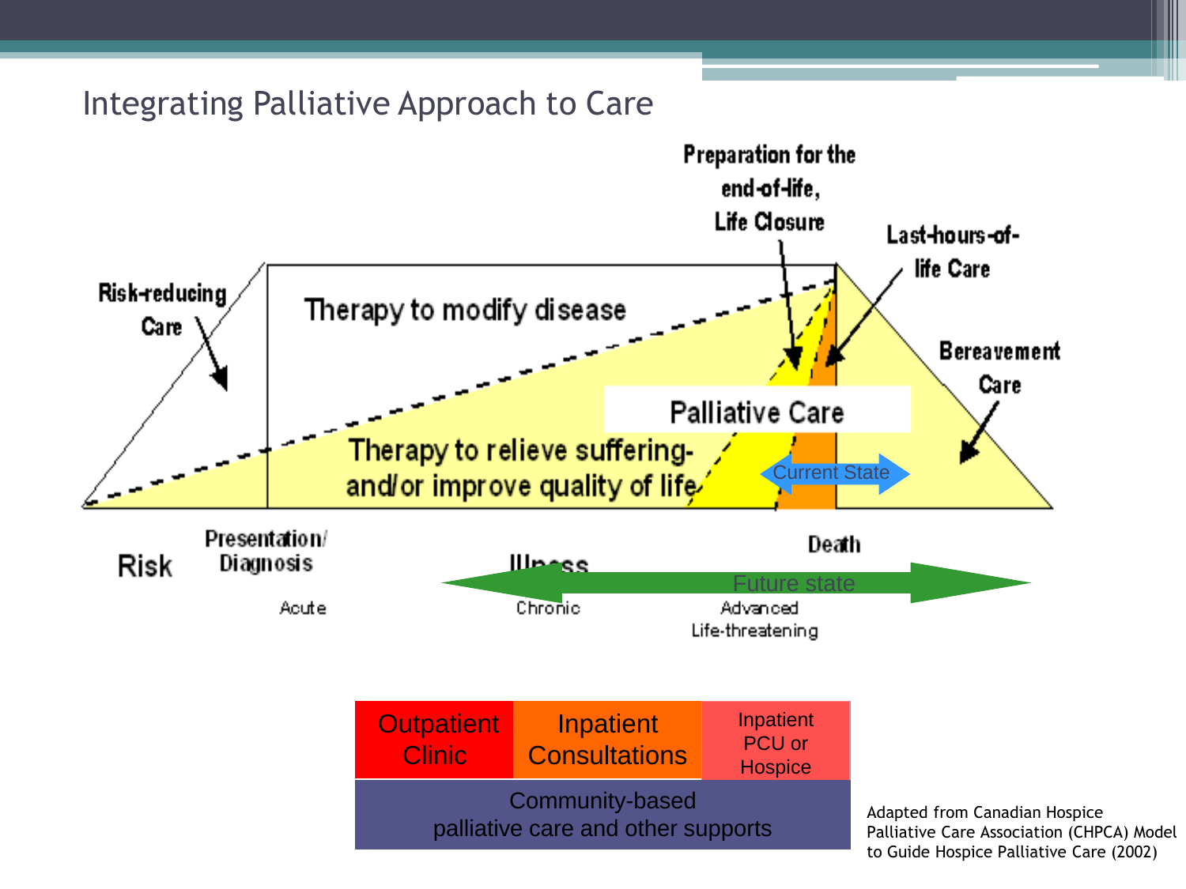# Integrating Palliative Approach to Care

Preparation for the end-of-life, Life Closure

Last-hours-of-life Care

Risk-reducing Care

Therapy to modify disease

Bereavement Care

Palliative Care

Therapy to relieve suffering- and/or improve quality of life

Current State

Risk

Presentation/ Diagnosis

Illness

Death

Future state

Acute

Chronic

Advanced Life-threatening

| Outpatient Clinic | Inpatient Consultations | Inpatient PCU or Hospice |
|---|---|---|
| Community-based palliative care and other supports | | |

Adapted from Canadian Hospice Palliative Care Association (CHPCA) Model to Guide Hospice Palliative Care (2002)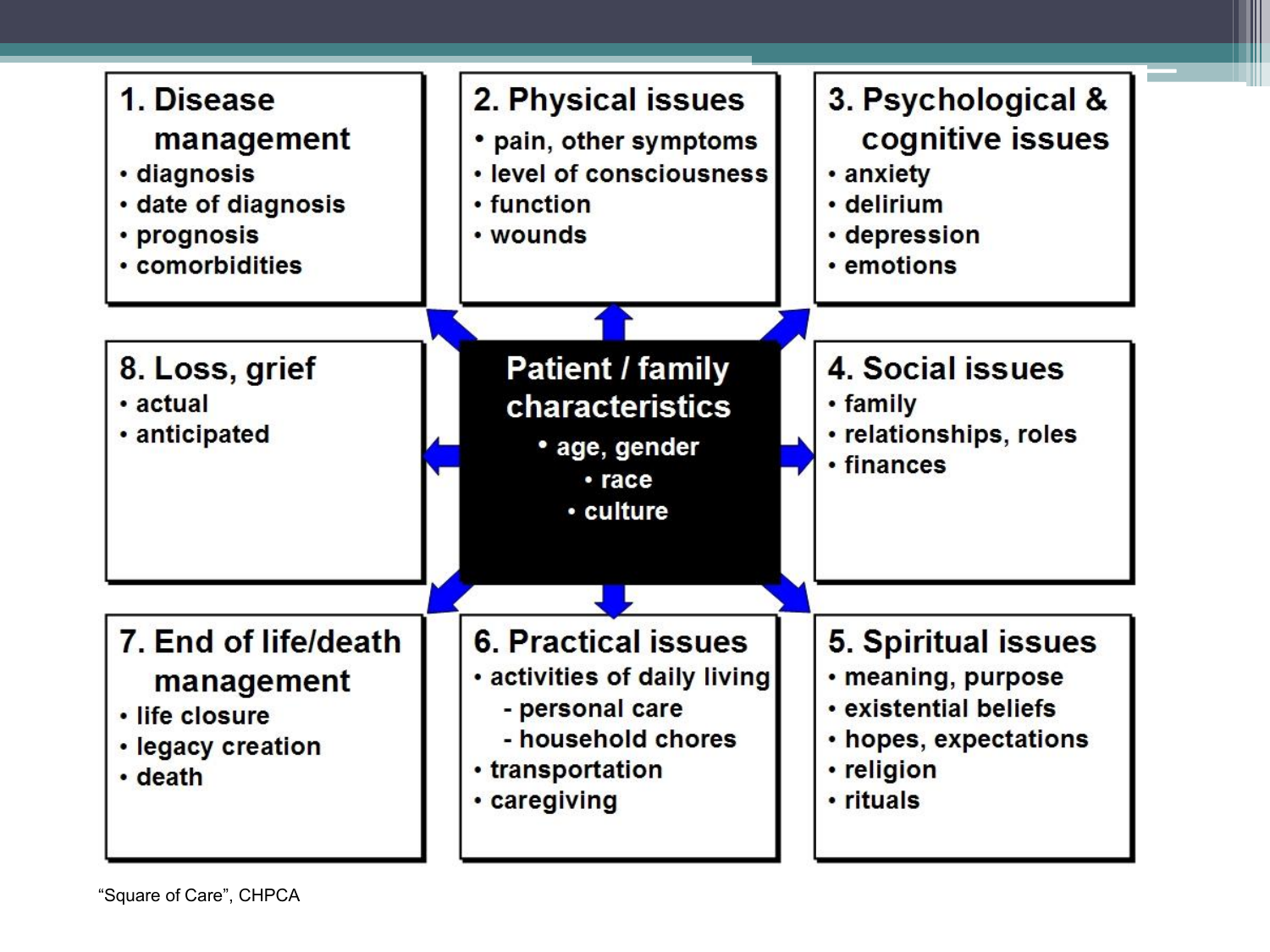## 1. Disease management
- diagnosis
- date of diagnosis
- prognosis
- comorbidities

## 2. Physical issues
- pain, other symptoms
- level of consciousness
- function
- wounds

## 3. Psychological & cognitive issues
- anxiety
- delirium
- depression
- emotions

## 8. Loss, grief
- actual
- anticipated

## Patient / family characteristics
- age, gender
- race
- culture

## 4. Social issues
- family
- relationships, roles
- finances

## 7. End of life/death management
- life closure
- legacy creation
- death

## 6. Practical issues
- activities of daily living
  - personal care
  - household chores
- transportation
- caregiving

## 5. Spiritual issues
- meaning, purpose
- existential beliefs
- hopes, expectations
- religion
- rituals

"Square of Care", CHPCA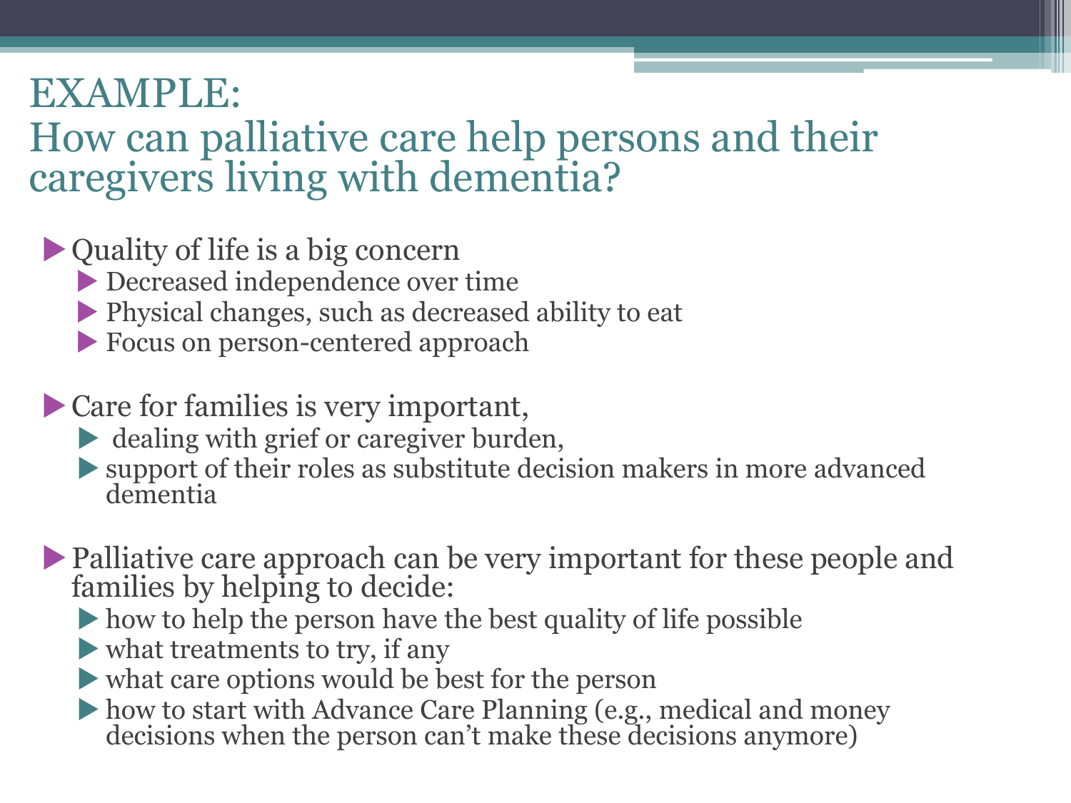# EXAMPLE:
# How can palliative care help persons and their caregivers living with dementia?

- Quality of life is a big concern
  - Decreased independence over time
  - Physical changes, such as decreased ability to eat
  - Focus on person-centered approach

- Care for families is very important,
  - dealing with grief or caregiver burden,
  - support of their roles as substitute decision makers in more advanced dementia

- Palliative care approach can be very important for these people and families by helping to decide:
  - how to help the person have the best quality of life possible
  - what treatments to try, if any
  - what care options would be best for the person
  - how to start with Advance Care Planning (e.g., medical and money decisions when the person can't make these decisions anymore)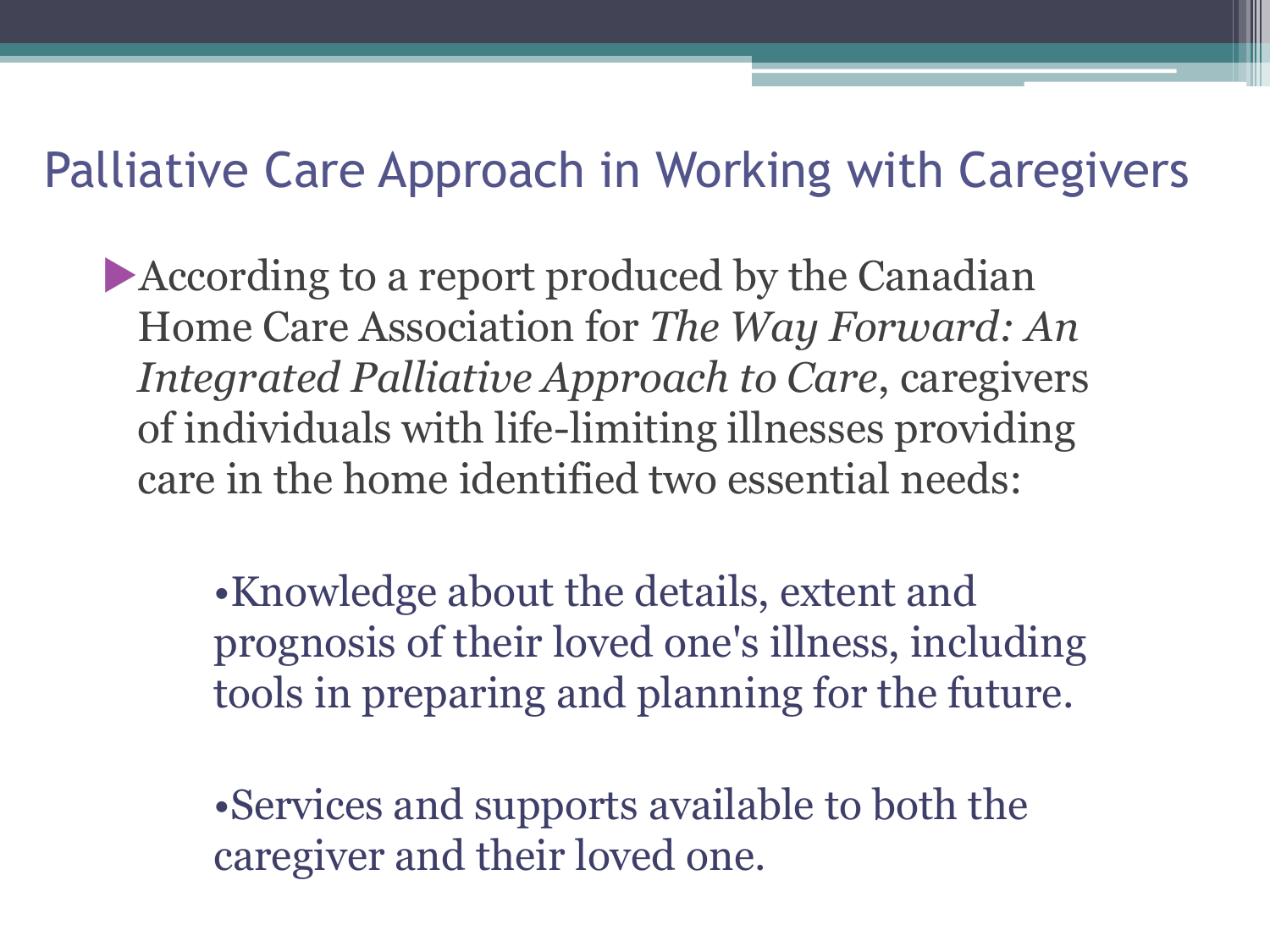# Palliative Care Approach in Working with Caregivers

- According to a report produced by the Canadian Home Care Association for *The Way Forward: An Integrated Palliative Approach to Care*, caregivers of individuals with life-limiting illnesses providing care in the home identified two essential needs:

  - Knowledge about the details, extent and prognosis of their loved one's illness, including tools in preparing and planning for the future.

  - Services and supports available to both the caregiver and their loved one.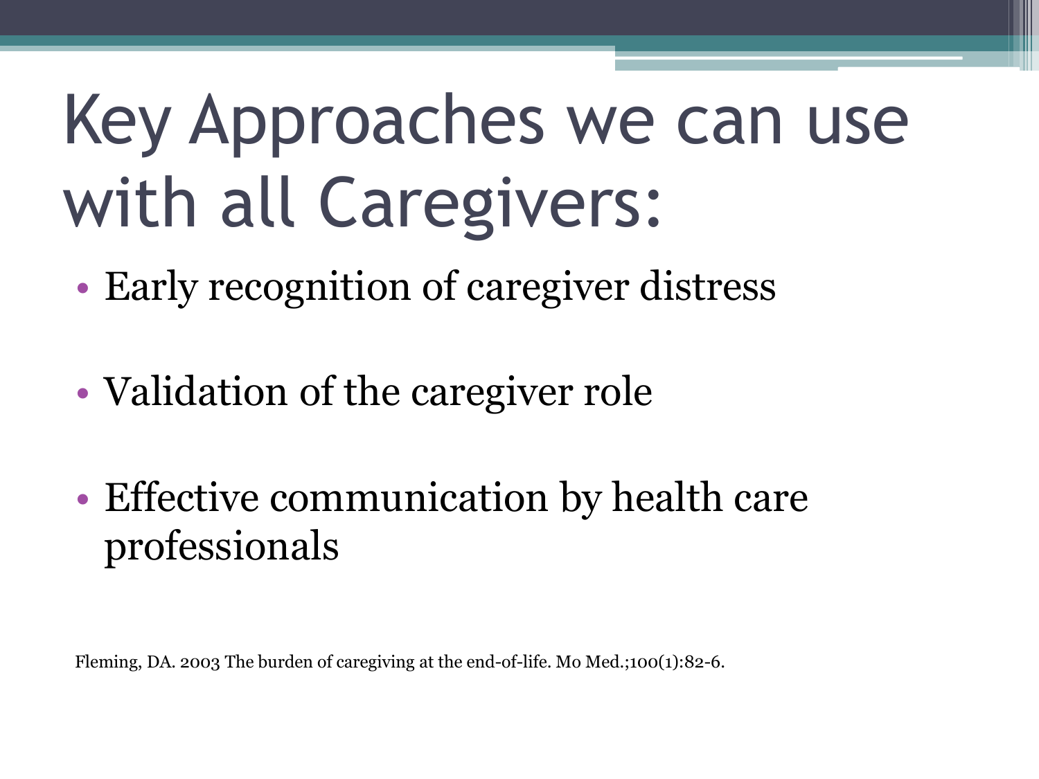# Key Approaches we can use with all Caregivers:

- Early recognition of caregiver distress
- Validation of the caregiver role
- Effective communication by health care professionals

Fleming, DA. 2003 The burden of caregiving at the end-of-life. Mo Med.;100(1):82-6.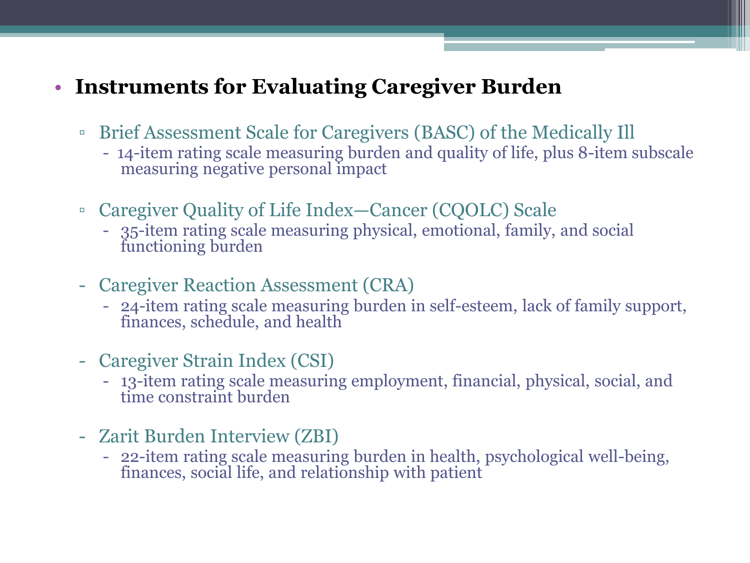- **Instruments for Evaluating Caregiver Burden**
  - Brief Assessment Scale for Caregivers (BASC) of the Medically Ill
    - 14-item rating scale measuring burden and quality of life, plus 8-item subscale measuring negative personal impact
  - Caregiver Quality of Life Index—Cancer (CQOLC) Scale
    - 35-item rating scale measuring physical, emotional, family, and social functioning burden
  - Caregiver Reaction Assessment (CRA)
    - 24-item rating scale measuring burden in self-esteem, lack of family support, finances, schedule, and health
  - Caregiver Strain Index (CSI)
    - 13-item rating scale measuring employment, financial, physical, social, and time constraint burden
  - Zarit Burden Interview (ZBI)
    - 22-item rating scale measuring burden in health, psychological well-being, finances, social life, and relationship with patient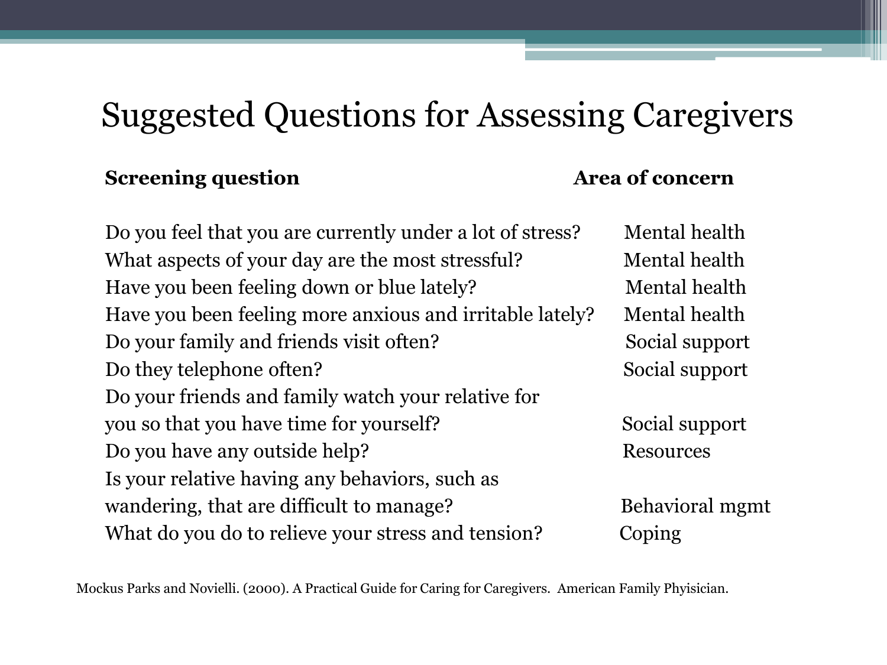# Suggested Questions for Assessing Caregivers

| Screening question | Area of concern |
| --- | --- |
| Do you feel that you are currently under a lot of stress? | Mental health |
| What aspects of your day are the most stressful? | Mental health |
| Have you been feeling down or blue lately? | Mental health |
| Have you been feeling more anxious and irritable lately? | Mental health |
| Do your family and friends visit often? | Social support |
| Do they telephone often? | Social support |
| Do your friends and family watch your relative for you so that you have time for yourself? | Social support |
| Do you have any outside help? | Resources |
| Is your relative having any behaviors, such as wandering, that are difficult to manage? | Behavioral mgmt |
| What do you do to relieve your stress and tension? | Coping |

Mockus Parks and Novielli. (2000). A Practical Guide for Caring for Caregivers. American Family Phyisician.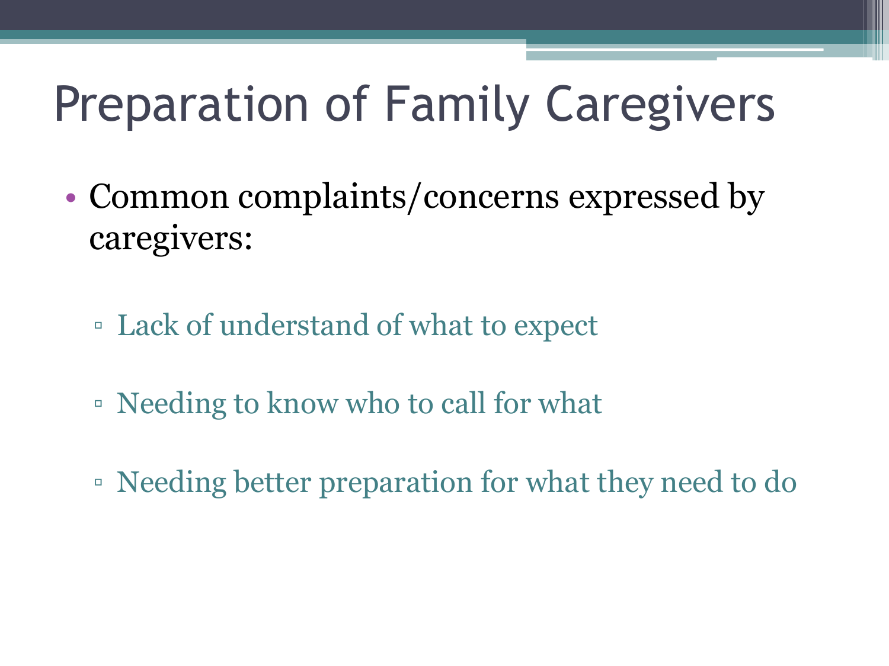# Preparation of Family Caregivers

- Common complaints/concerns expressed by caregivers:
  - Lack of understand of what to expect
  - Needing to know who to call for what
  - Needing better preparation for what they need to do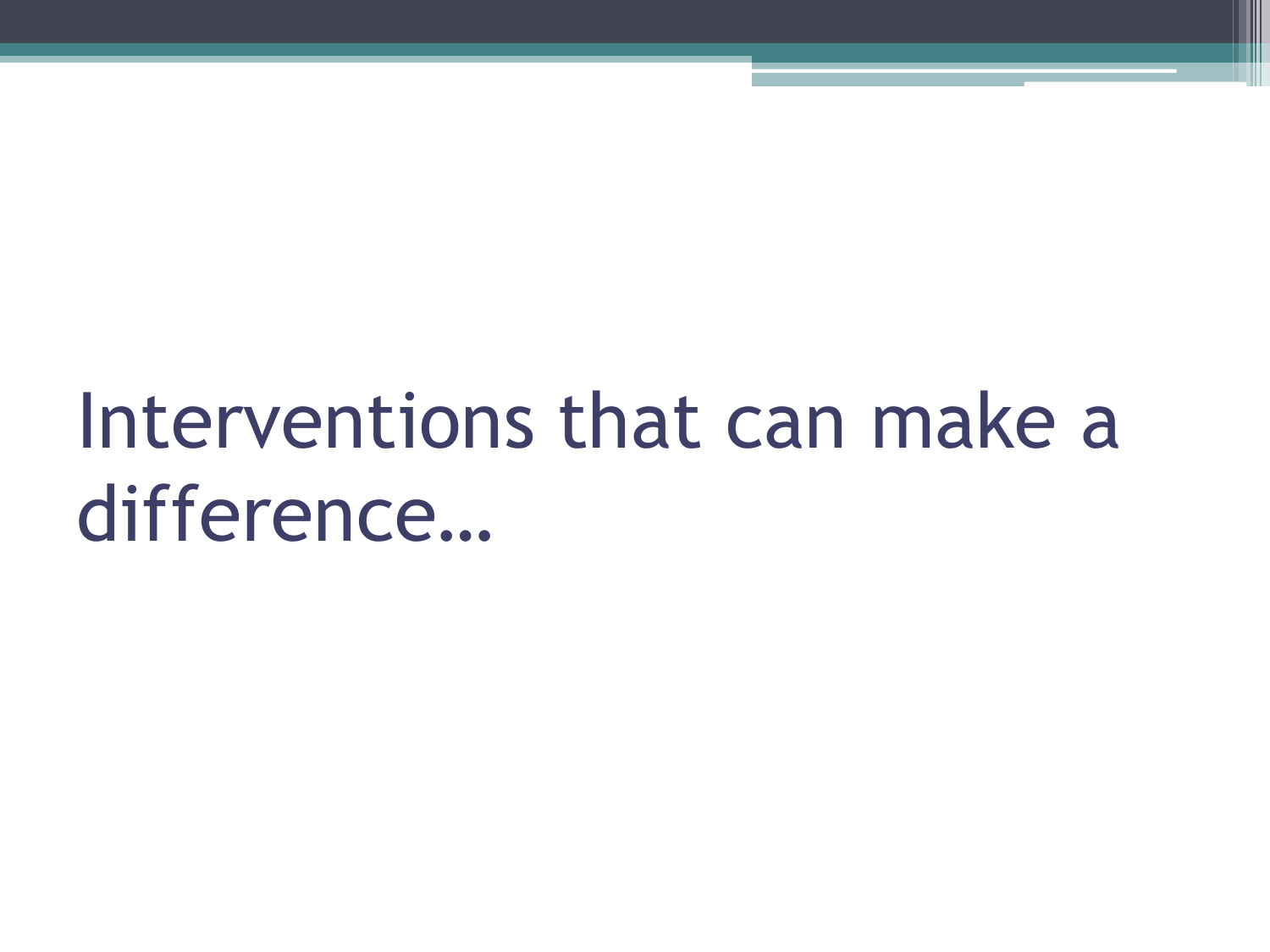# Interventions that can make a difference…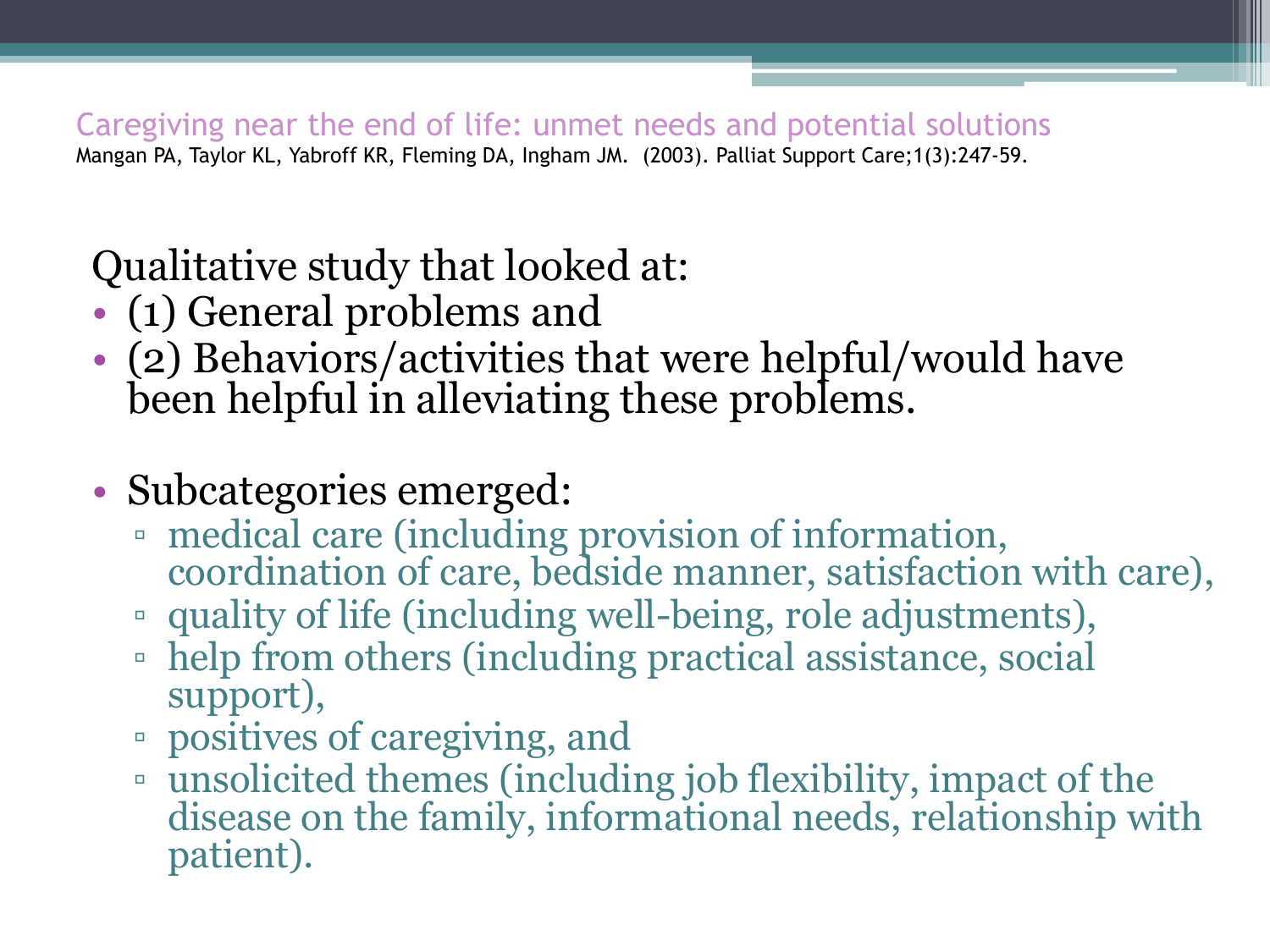## Caregiving near the end of life: unmet needs and potential solutions

Mangan PA, Taylor KL, Yabroff KR, Fleming DA, Ingham JM. (2003). Palliat Support Care;1(3):247-59.

Qualitative study that looked at:

- (1) General problems and
- (2) Behaviors/activities that were helpful/would have been helpful in alleviating these problems.

- Subcategories emerged:
  - medical care (including provision of information, coordination of care, bedside manner, satisfaction with care),
  - quality of life (including well-being, role adjustments),
  - help from others (including practical assistance, social support),
  - positives of caregiving, and
  - unsolicited themes (including job flexibility, impact of the disease on the family, informational needs, relationship with patient).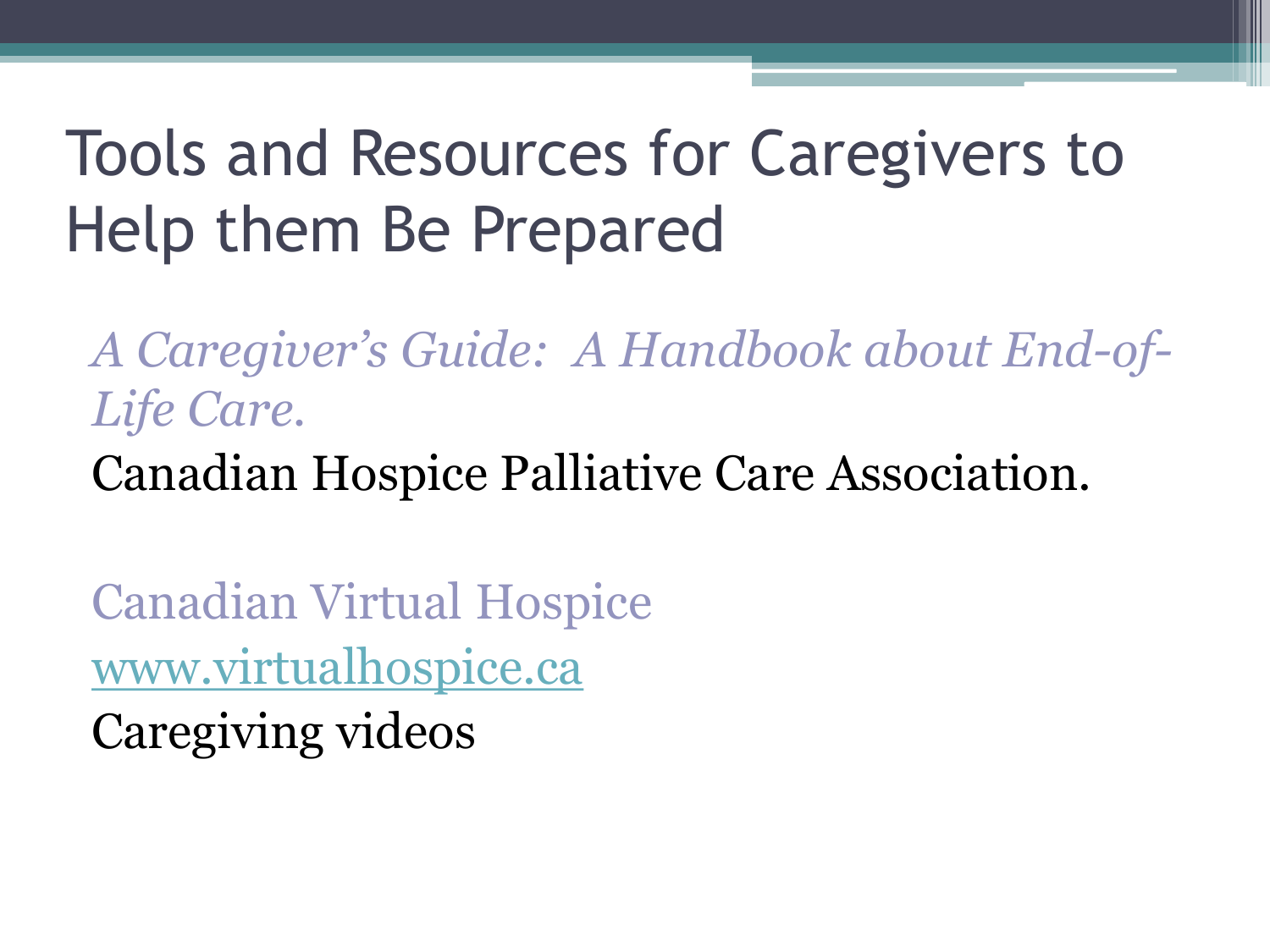# Tools and Resources for Caregivers to Help them Be Prepared

*A Caregiver's Guide: A Handbook about End-of-Life Care.*

Canadian Hospice Palliative Care Association.

Canadian Virtual Hospice

www.virtualhospice.ca

Caregiving videos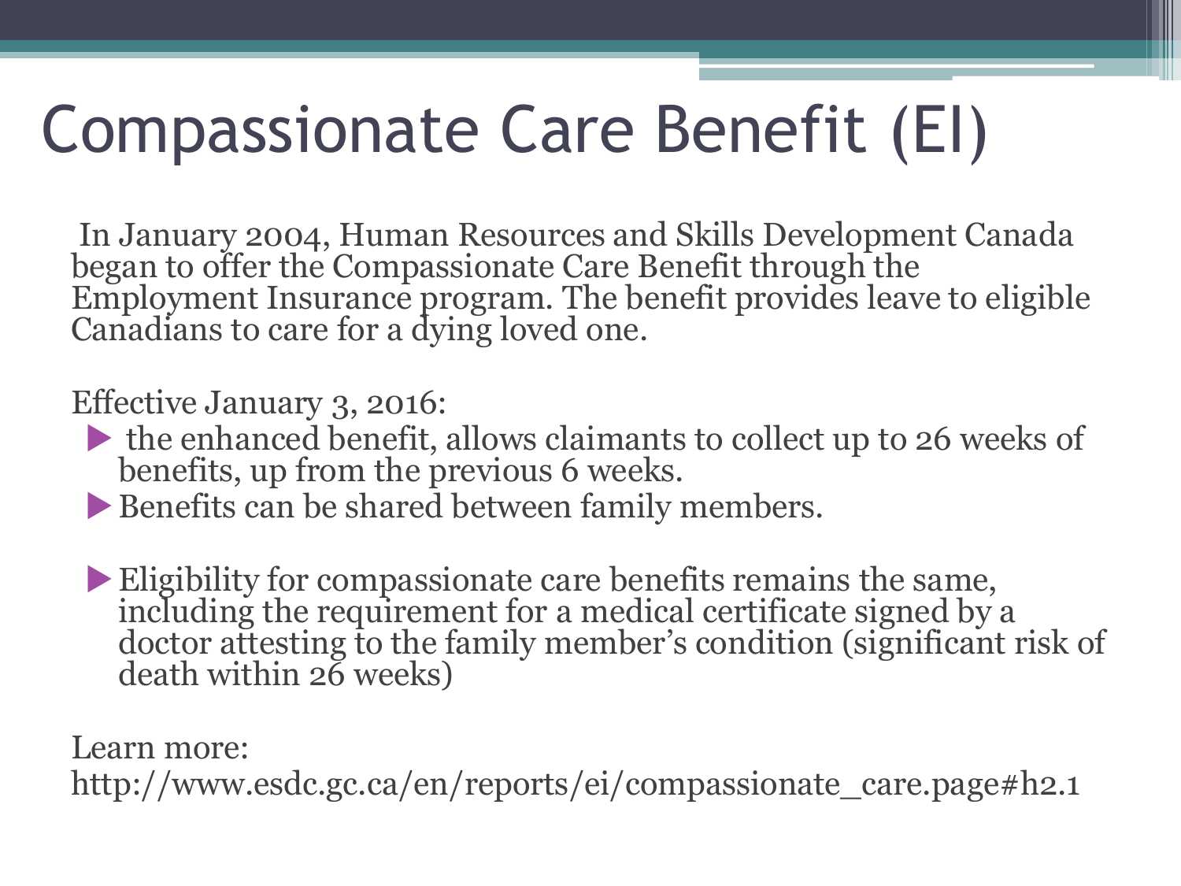# Compassionate Care Benefit (EI)

In January 2004, Human Resources and Skills Development Canada began to offer the Compassionate Care Benefit through the Employment Insurance program. The benefit provides leave to eligible Canadians to care for a dying loved one.

Effective January 3, 2016:

- the enhanced benefit, allows claimants to collect up to 26 weeks of benefits, up from the previous 6 weeks.
- Benefits can be shared between family members.

- Eligibility for compassionate care benefits remains the same, including the requirement for a medical certificate signed by a doctor attesting to the family member's condition (significant risk of death within 26 weeks)

Learn more:
http://www.esdc.gc.ca/en/reports/ei/compassionate_care.page#h2.1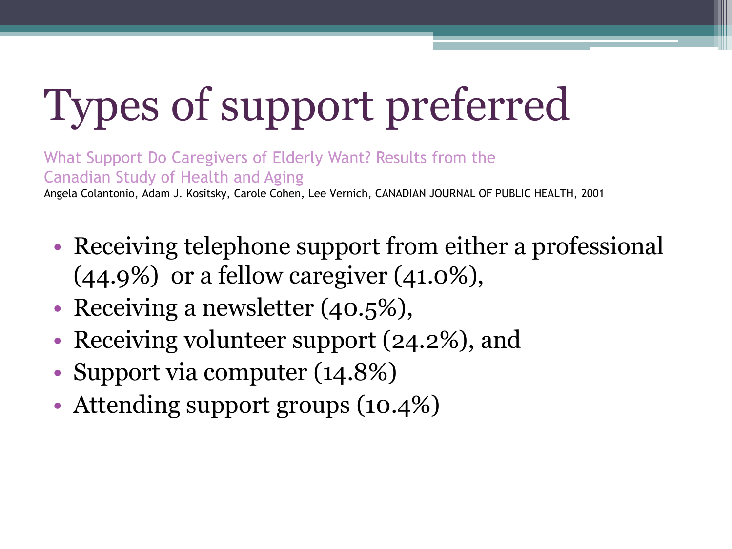# Types of support preferred

What Support Do Caregivers of Elderly Want? Results from the Canadian Study of Health and Aging

Angela Colantonio, Adam J. Kositsky, Carole Cohen, Lee Vernich, CANADIAN JOURNAL OF PUBLIC HEALTH, 2001

- Receiving telephone support from either a professional (44.9%) or a fellow caregiver (41.0%),
- Receiving a newsletter (40.5%),
- Receiving volunteer support (24.2%), and
- Support via computer (14.8%)
- Attending support groups (10.4%)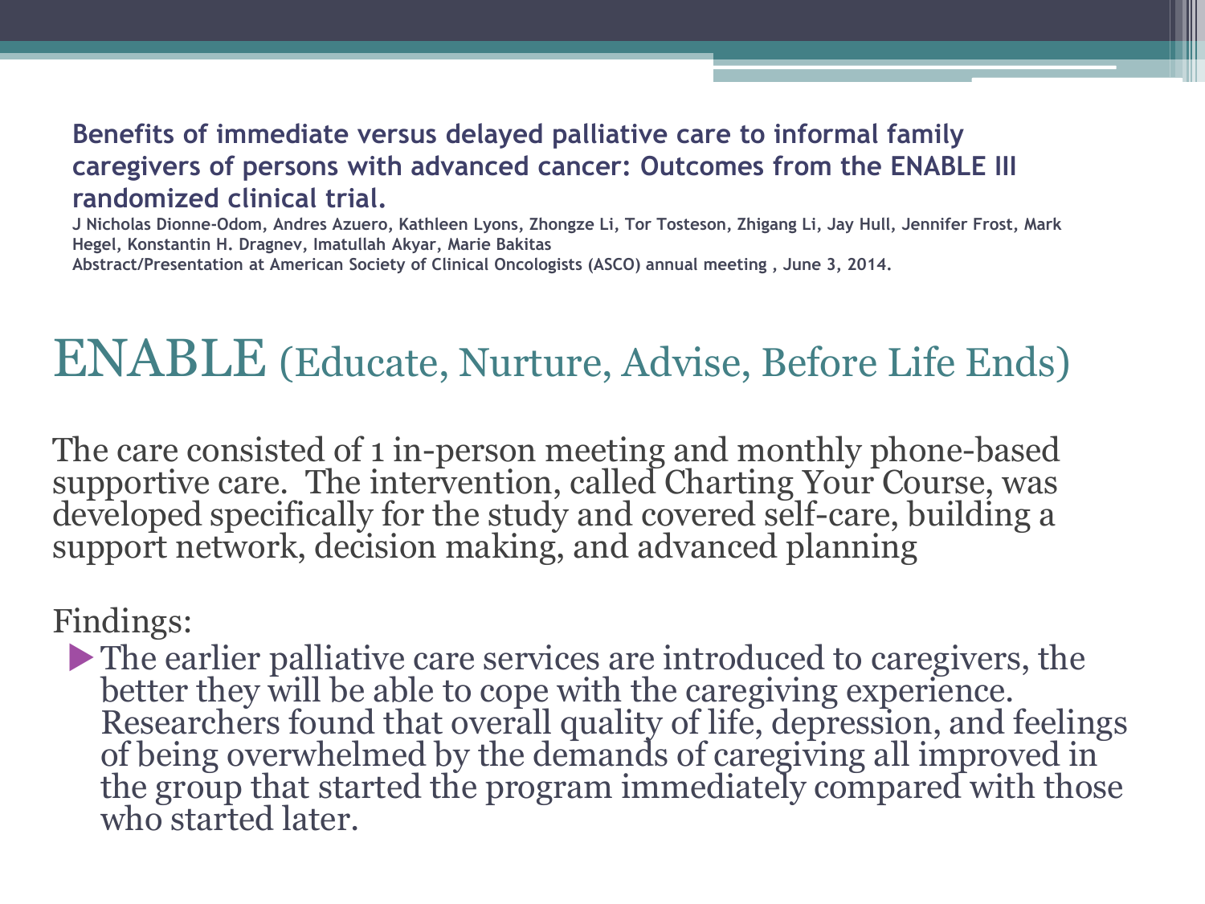**Benefits of immediate versus delayed palliative care to informal family caregivers of persons with advanced cancer: Outcomes from the ENABLE III randomized clinical trial.**

**J Nicholas Dionne-Odom, Andres Azuero, Kathleen Lyons, Zhongze Li, Tor Tosteson, Zhigang Li, Jay Hull, Jennifer Frost, Mark Hegel, Konstantin H. Dragnev, Imatullah Akyar, Marie Bakitas**

**Abstract/Presentation at American Society of Clinical Oncologists (ASCO) annual meeting , June 3, 2014.**

# ENABLE (Educate, Nurture, Advise, Before Life Ends)

The care consisted of 1 in-person meeting and monthly phone-based supportive care. The intervention, called Charting Your Course, was developed specifically for the study and covered self-care, building a support network, decision making, and advanced planning

Findings:

- The earlier palliative care services are introduced to caregivers, the better they will be able to cope with the caregiving experience. Researchers found that overall quality of life, depression, and feelings of being overwhelmed by the demands of caregiving all improved in the group that started the program immediately compared with those who started later.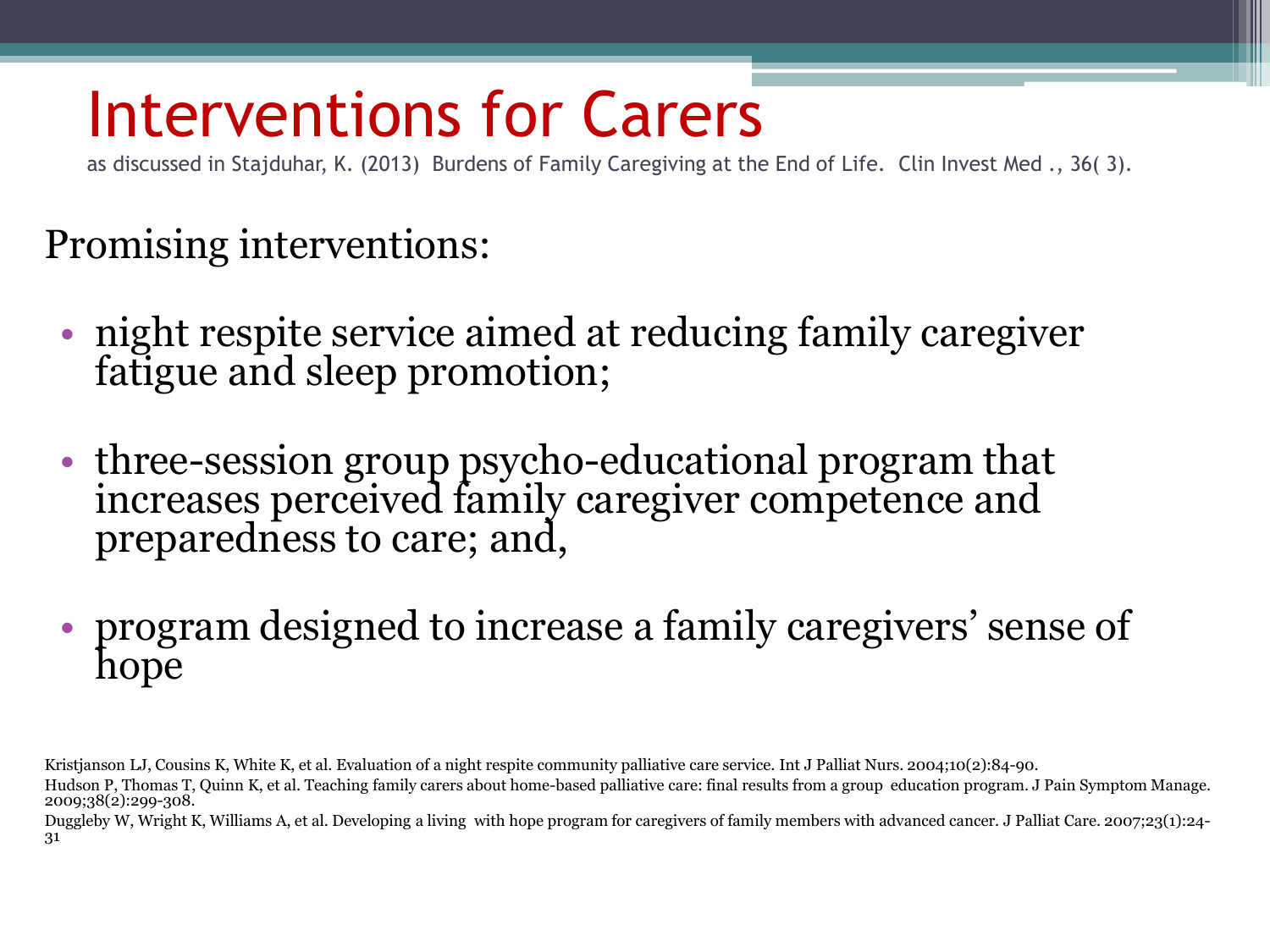# Interventions for Carers

as discussed in Stajduhar, K. (2013) Burdens of Family Caregiving at the End of Life. Clin Invest Med ., 36( 3).

Promising interventions:

- night respite service aimed at reducing family caregiver fatigue and sleep promotion;
- three-session group psycho-educational program that increases perceived family caregiver competence and preparedness to care; and,
- program designed to increase a family caregivers' sense of hope

Kristjanson LJ, Cousins K, White K, et al. Evaluation of a night respite community palliative care service. Int J Palliat Nurs. 2004;10(2):84-90.

Hudson P, Thomas T, Quinn K, et al. Teaching family carers about home-based palliative care: final results from a group education program. J Pain Symptom Manage. 2009;38(2):299-308.

Duggleby W, Wright K, Williams A, et al. Developing a living with hope program for caregivers of family members with advanced cancer. J Palliat Care. 2007;23(1):24-31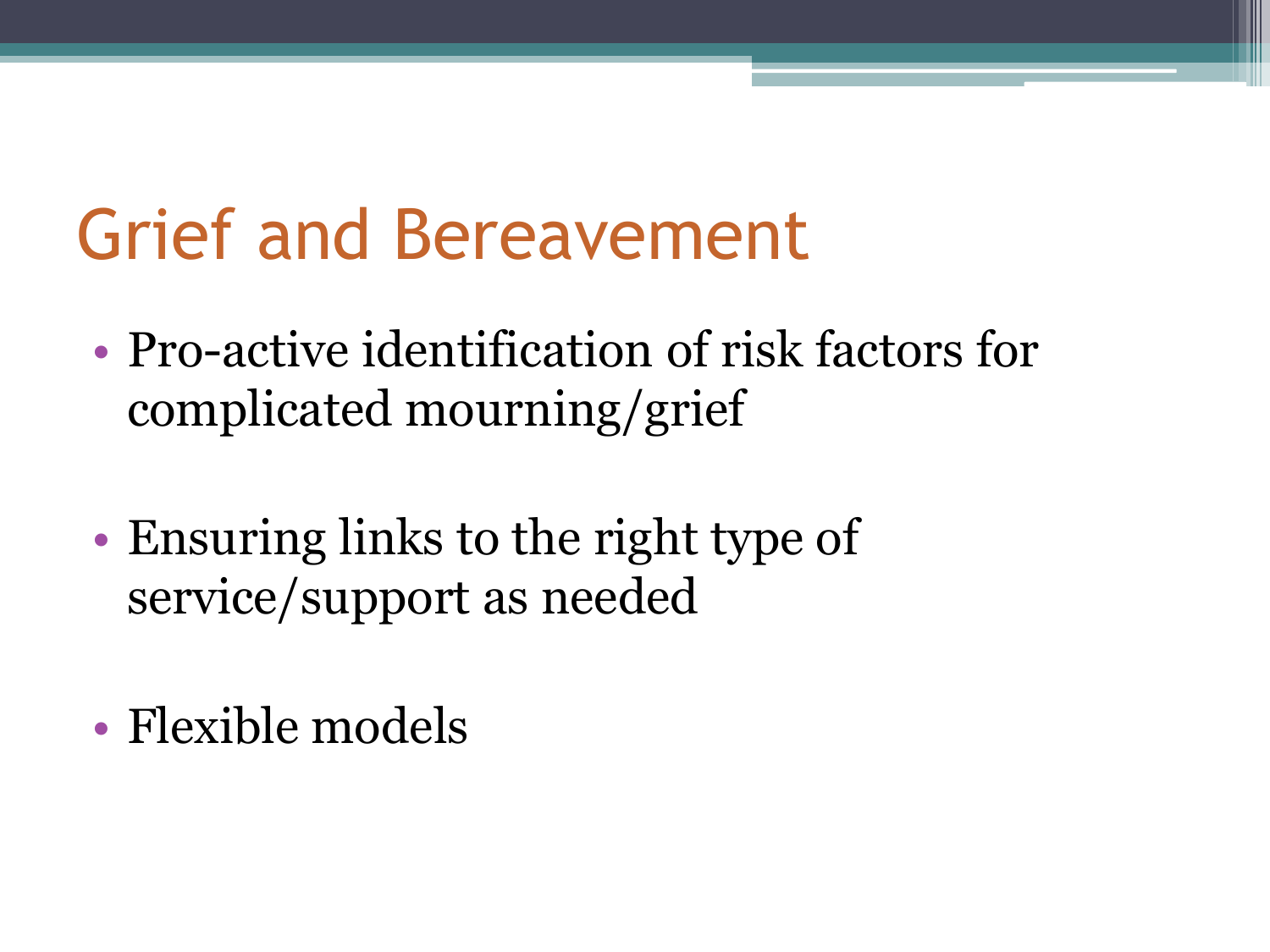# Grief and Bereavement

- Pro-active identification of risk factors for complicated mourning/grief
- Ensuring links to the right type of service/support as needed
- Flexible models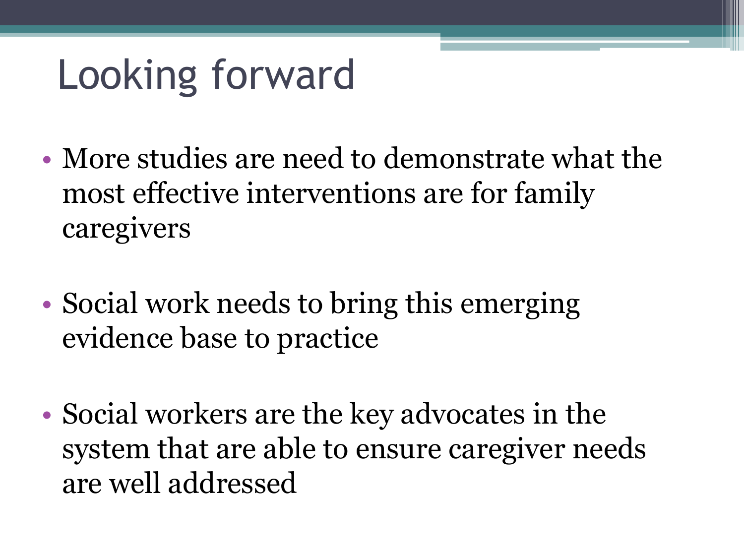# Looking forward

- More studies are need to demonstrate what the most effective interventions are for family caregivers

- Social work needs to bring this emerging evidence base to practice

- Social workers are the key advocates in the system that are able to ensure caregiver needs are well addressed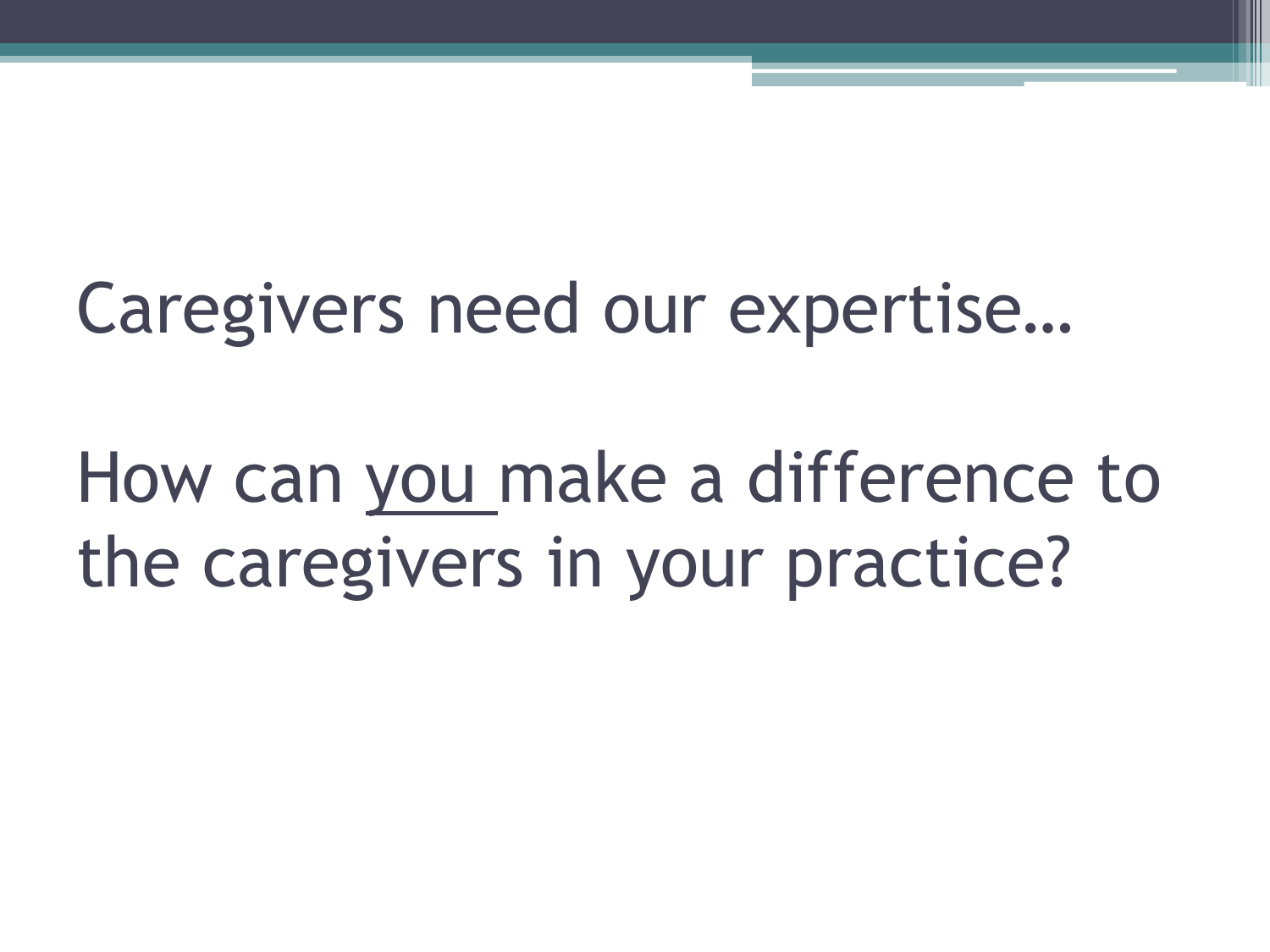Caregivers need our expertise…

How can <u>you</u> make a difference to the caregivers in your practice?